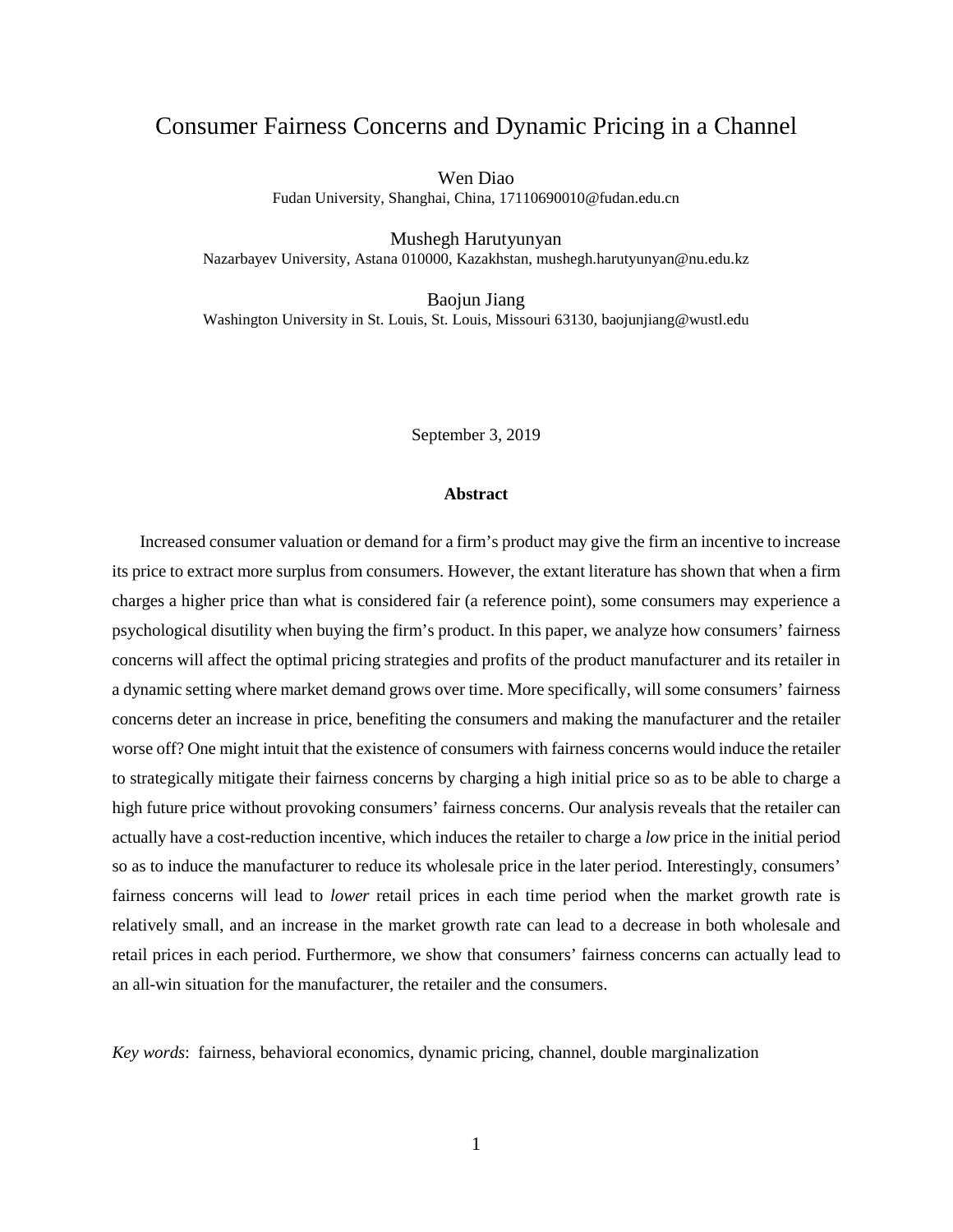# Consumer Fairness Concerns and Dynamic Pricing in a Channel

Wen Diao
Fudan University, Shanghai, China, 17110690010@fudan.edu.cn

Mushegh Harutyunyan
Nazarbayev University, Astana 010000, Kazakhstan, mushegh.harutyunyan@nu.edu.kz

Baojun Jiang
Washington University in St. Louis, St. Louis, Missouri 63130, baojunjiang@wustl.edu

September 3, 2019

**Abstract**

Increased consumer valuation or demand for a firm's product may give the firm an incentive to increase its price to extract more surplus from consumers. However, the extant literature has shown that when a firm charges a higher price than what is considered fair (a reference point), some consumers may experience a psychological disutility when buying the firm's product. In this paper, we analyze how consumers' fairness concerns will affect the optimal pricing strategies and profits of the product manufacturer and its retailer in a dynamic setting where market demand grows over time. More specifically, will some consumers' fairness concerns deter an increase in price, benefiting the consumers and making the manufacturer and the retailer worse off? One might intuit that the existence of consumers with fairness concerns would induce the retailer to strategically mitigate their fairness concerns by charging a high initial price so as to be able to charge a high future price without provoking consumers' fairness concerns. Our analysis reveals that the retailer can actually have a cost-reduction incentive, which induces the retailer to charge a *low* price in the initial period so as to induce the manufacturer to reduce its wholesale price in the later period. Interestingly, consumers' fairness concerns will lead to *lower* retail prices in each time period when the market growth rate is relatively small, and an increase in the market growth rate can lead to a decrease in both wholesale and retail prices in each period. Furthermore, we show that consumers' fairness concerns can actually lead to an all-win situation for the manufacturer, the retailer and the consumers.

*Key words*: fairness, behavioral economics, dynamic pricing, channel, double marginalization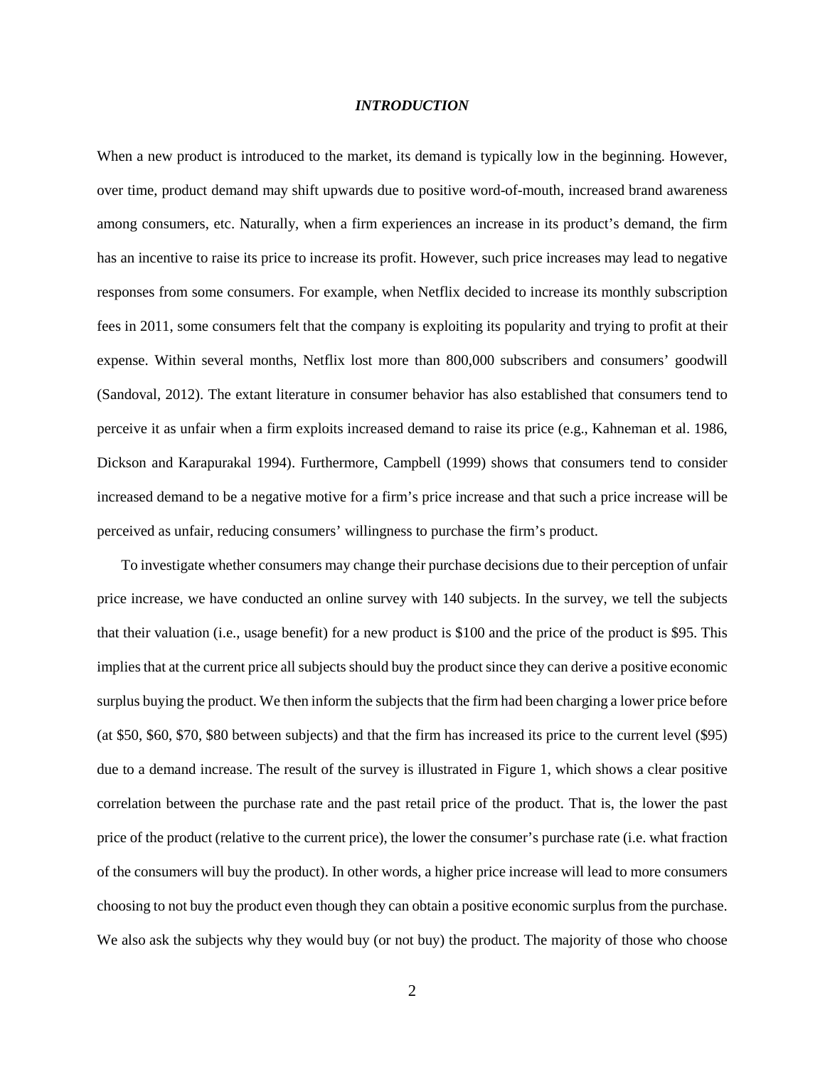## *INTRODUCTION*

When a new product is introduced to the market, its demand is typically low in the beginning. However, over time, product demand may shift upwards due to positive word-of-mouth, increased brand awareness among consumers, etc. Naturally, when a firm experiences an increase in its product's demand, the firm has an incentive to raise its price to increase its profit. However, such price increases may lead to negative responses from some consumers. For example, when Netflix decided to increase its monthly subscription fees in 2011, some consumers felt that the company is exploiting its popularity and trying to profit at their expense. Within several months, Netflix lost more than 800,000 subscribers and consumers' goodwill (Sandoval, 2012). The extant literature in consumer behavior has also established that consumers tend to perceive it as unfair when a firm exploits increased demand to raise its price (e.g., Kahneman et al. 1986, Dickson and Karapurakal 1994). Furthermore, Campbell (1999) shows that consumers tend to consider increased demand to be a negative motive for a firm's price increase and that such a price increase will be perceived as unfair, reducing consumers' willingness to purchase the firm's product.

To investigate whether consumers may change their purchase decisions due to their perception of unfair price increase, we have conducted an online survey with 140 subjects. In the survey, we tell the subjects that their valuation (i.e., usage benefit) for a new product is $100 and the price of the product is $95. This implies that at the current price all subjects should buy the product since they can derive a positive economic surplus buying the product. We then inform the subjects that the firm had been charging a lower price before (at $50, $60, $70, $80 between subjects) and that the firm has increased its price to the current level ($95) due to a demand increase. The result of the survey is illustrated in Figure 1, which shows a clear positive correlation between the purchase rate and the past retail price of the product. That is, the lower the past price of the product (relative to the current price), the lower the consumer's purchase rate (i.e. what fraction of the consumers will buy the product). In other words, a higher price increase will lead to more consumers choosing to not buy the product even though they can obtain a positive economic surplus from the purchase. We also ask the subjects why they would buy (or not buy) the product. The majority of those who choose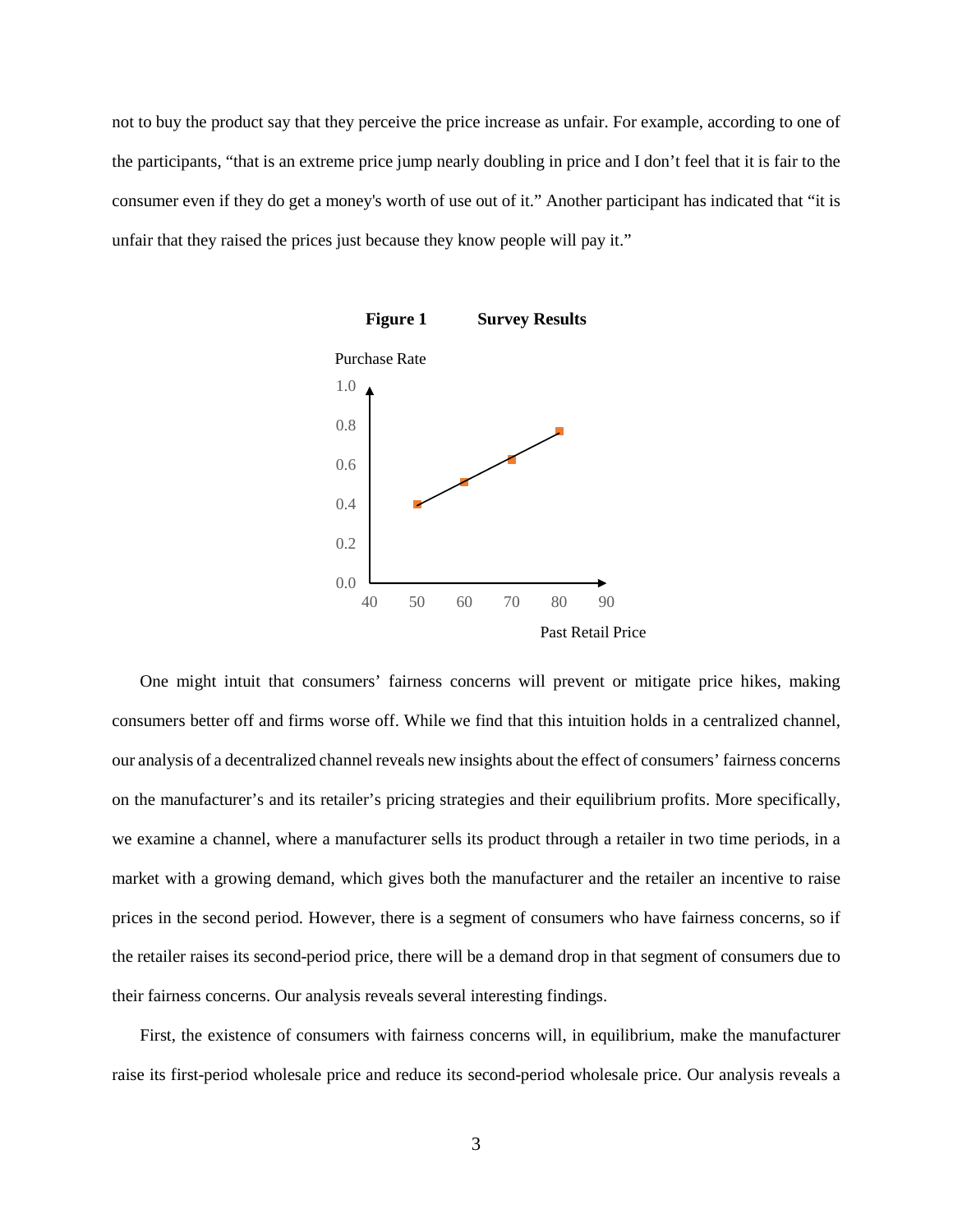not to buy the product say that they perceive the price increase as unfair. For example, according to one of the participants, "that is an extreme price jump nearly doubling in price and I don't feel that it is fair to the consumer even if they do get a money's worth of use out of it." Another participant has indicated that "it is unfair that they raised the prices just because they know people will pay it."

**Figure 1 Survey Results**

One might intuit that consumers' fairness concerns will prevent or mitigate price hikes, making consumers better off and firms worse off. While we find that this intuition holds in a centralized channel, our analysis of a decentralized channel reveals new insights about the effect of consumers' fairness concerns on the manufacturer's and its retailer's pricing strategies and their equilibrium profits. More specifically, we examine a channel, where a manufacturer sells its product through a retailer in two time periods, in a market with a growing demand, which gives both the manufacturer and the retailer an incentive to raise prices in the second period. However, there is a segment of consumers who have fairness concerns, so if the retailer raises its second-period price, there will be a demand drop in that segment of consumers due to their fairness concerns. Our analysis reveals several interesting findings.

First, the existence of consumers with fairness concerns will, in equilibrium, make the manufacturer raise its first-period wholesale price and reduce its second-period wholesale price. Our analysis reveals a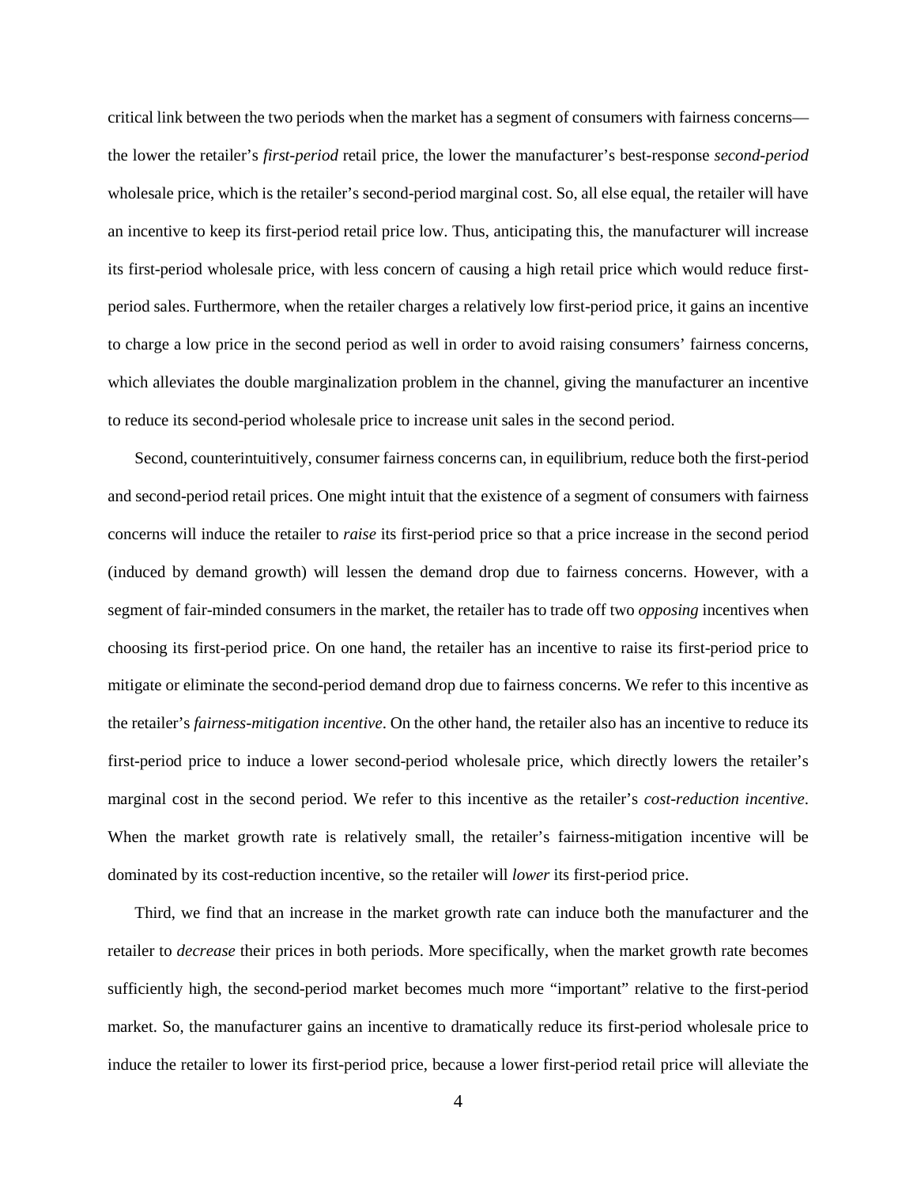critical link between the two periods when the market has a segment of consumers with fairness concerns—the lower the retailer's *first-period* retail price, the lower the manufacturer's best-response *second-period* wholesale price, which is the retailer's second-period marginal cost. So, all else equal, the retailer will have an incentive to keep its first-period retail price low. Thus, anticipating this, the manufacturer will increase its first-period wholesale price, with less concern of causing a high retail price which would reduce first-period sales. Furthermore, when the retailer charges a relatively low first-period price, it gains an incentive to charge a low price in the second period as well in order to avoid raising consumers' fairness concerns, which alleviates the double marginalization problem in the channel, giving the manufacturer an incentive to reduce its second-period wholesale price to increase unit sales in the second period.

Second, counterintuitively, consumer fairness concerns can, in equilibrium, reduce both the first-period and second-period retail prices. One might intuit that the existence of a segment of consumers with fairness concerns will induce the retailer to *raise* its first-period price so that a price increase in the second period (induced by demand growth) will lessen the demand drop due to fairness concerns. However, with a segment of fair-minded consumers in the market, the retailer has to trade off two *opposing* incentives when choosing its first-period price. On one hand, the retailer has an incentive to raise its first-period price to mitigate or eliminate the second-period demand drop due to fairness concerns. We refer to this incentive as the retailer's *fairness-mitigation incentive*. On the other hand, the retailer also has an incentive to reduce its first-period price to induce a lower second-period wholesale price, which directly lowers the retailer's marginal cost in the second period. We refer to this incentive as the retailer's *cost-reduction incentive*. When the market growth rate is relatively small, the retailer's fairness-mitigation incentive will be dominated by its cost-reduction incentive, so the retailer will *lower* its first-period price.

Third, we find that an increase in the market growth rate can induce both the manufacturer and the retailer to *decrease* their prices in both periods. More specifically, when the market growth rate becomes sufficiently high, the second-period market becomes much more "important" relative to the first-period market. So, the manufacturer gains an incentive to dramatically reduce its first-period wholesale price to induce the retailer to lower its first-period price, because a lower first-period retail price will alleviate the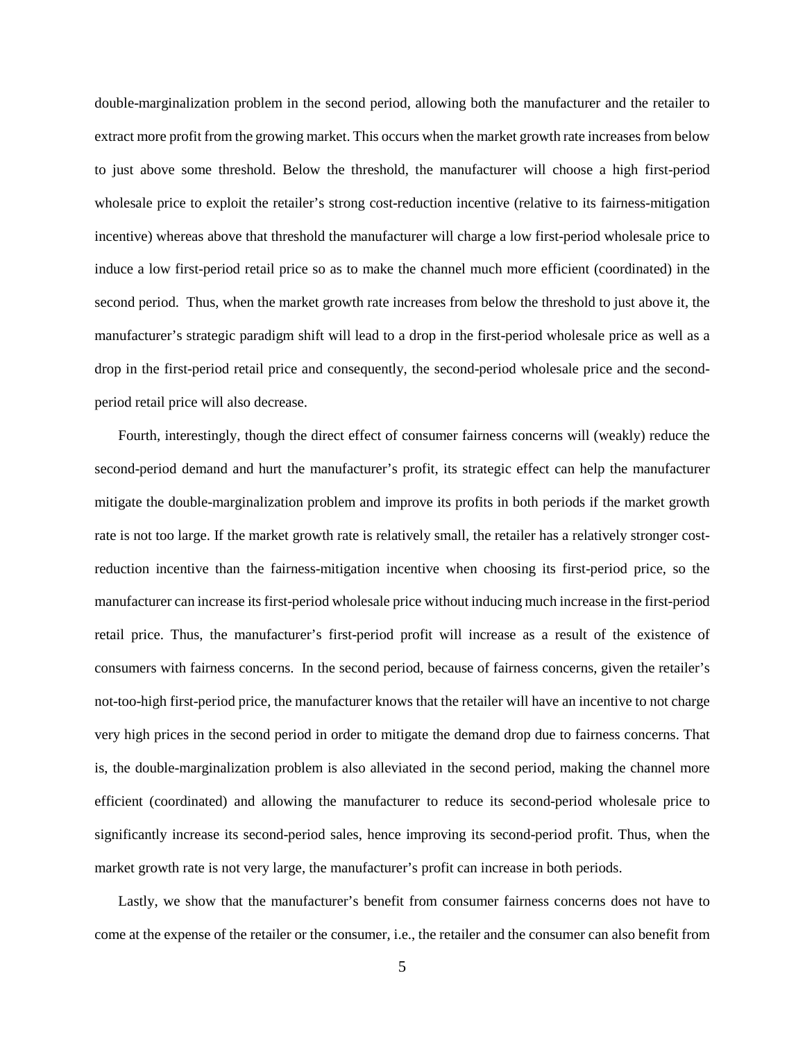double-marginalization problem in the second period, allowing both the manufacturer and the retailer to extract more profit from the growing market. This occurs when the market growth rate increases from below to just above some threshold. Below the threshold, the manufacturer will choose a high first-period wholesale price to exploit the retailer's strong cost-reduction incentive (relative to its fairness-mitigation incentive) whereas above that threshold the manufacturer will charge a low first-period wholesale price to induce a low first-period retail price so as to make the channel much more efficient (coordinated) in the second period. Thus, when the market growth rate increases from below the threshold to just above it, the manufacturer's strategic paradigm shift will lead to a drop in the first-period wholesale price as well as a drop in the first-period retail price and consequently, the second-period wholesale price and the second-period retail price will also decrease.

Fourth, interestingly, though the direct effect of consumer fairness concerns will (weakly) reduce the second-period demand and hurt the manufacturer's profit, its strategic effect can help the manufacturer mitigate the double-marginalization problem and improve its profits in both periods if the market growth rate is not too large. If the market growth rate is relatively small, the retailer has a relatively stronger cost-reduction incentive than the fairness-mitigation incentive when choosing its first-period price, so the manufacturer can increase its first-period wholesale price without inducing much increase in the first-period retail price. Thus, the manufacturer's first-period profit will increase as a result of the existence of consumers with fairness concerns. In the second period, because of fairness concerns, given the retailer's not-too-high first-period price, the manufacturer knows that the retailer will have an incentive to not charge very high prices in the second period in order to mitigate the demand drop due to fairness concerns. That is, the double-marginalization problem is also alleviated in the second period, making the channel more efficient (coordinated) and allowing the manufacturer to reduce its second-period wholesale price to significantly increase its second-period sales, hence improving its second-period profit. Thus, when the market growth rate is not very large, the manufacturer's profit can increase in both periods.

Lastly, we show that the manufacturer's benefit from consumer fairness concerns does not have to come at the expense of the retailer or the consumer, i.e., the retailer and the consumer can also benefit from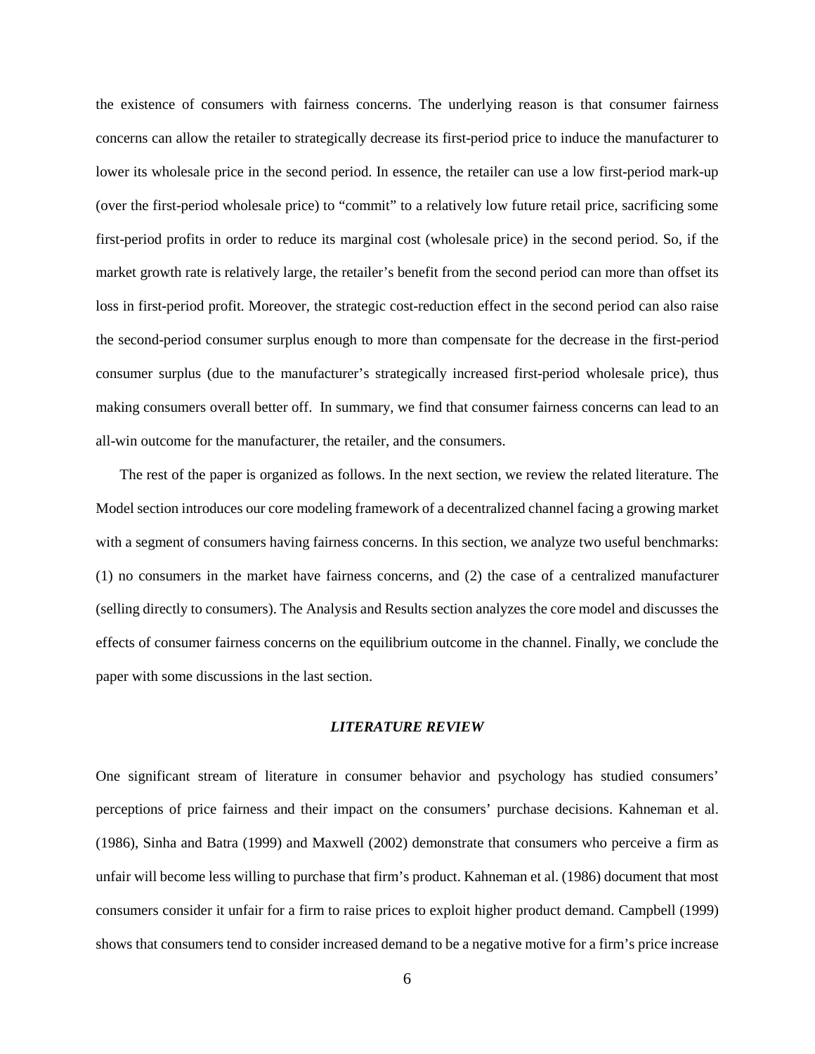the existence of consumers with fairness concerns. The underlying reason is that consumer fairness concerns can allow the retailer to strategically decrease its first-period price to induce the manufacturer to lower its wholesale price in the second period. In essence, the retailer can use a low first-period mark-up (over the first-period wholesale price) to "commit" to a relatively low future retail price, sacrificing some first-period profits in order to reduce its marginal cost (wholesale price) in the second period. So, if the market growth rate is relatively large, the retailer's benefit from the second period can more than offset its loss in first-period profit. Moreover, the strategic cost-reduction effect in the second period can also raise the second-period consumer surplus enough to more than compensate for the decrease in the first-period consumer surplus (due to the manufacturer's strategically increased first-period wholesale price), thus making consumers overall better off. In summary, we find that consumer fairness concerns can lead to an all-win outcome for the manufacturer, the retailer, and the consumers.

The rest of the paper is organized as follows. In the next section, we review the related literature. The Model section introduces our core modeling framework of a decentralized channel facing a growing market with a segment of consumers having fairness concerns. In this section, we analyze two useful benchmarks: (1) no consumers in the market have fairness concerns, and (2) the case of a centralized manufacturer (selling directly to consumers). The Analysis and Results section analyzes the core model and discusses the effects of consumer fairness concerns on the equilibrium outcome in the channel. Finally, we conclude the paper with some discussions in the last section.

## *LITERATURE REVIEW*

One significant stream of literature in consumer behavior and psychology has studied consumers' perceptions of price fairness and their impact on the consumers' purchase decisions. Kahneman et al. (1986), Sinha and Batra (1999) and Maxwell (2002) demonstrate that consumers who perceive a firm as unfair will become less willing to purchase that firm's product. Kahneman et al. (1986) document that most consumers consider it unfair for a firm to raise prices to exploit higher product demand. Campbell (1999) shows that consumers tend to consider increased demand to be a negative motive for a firm's price increase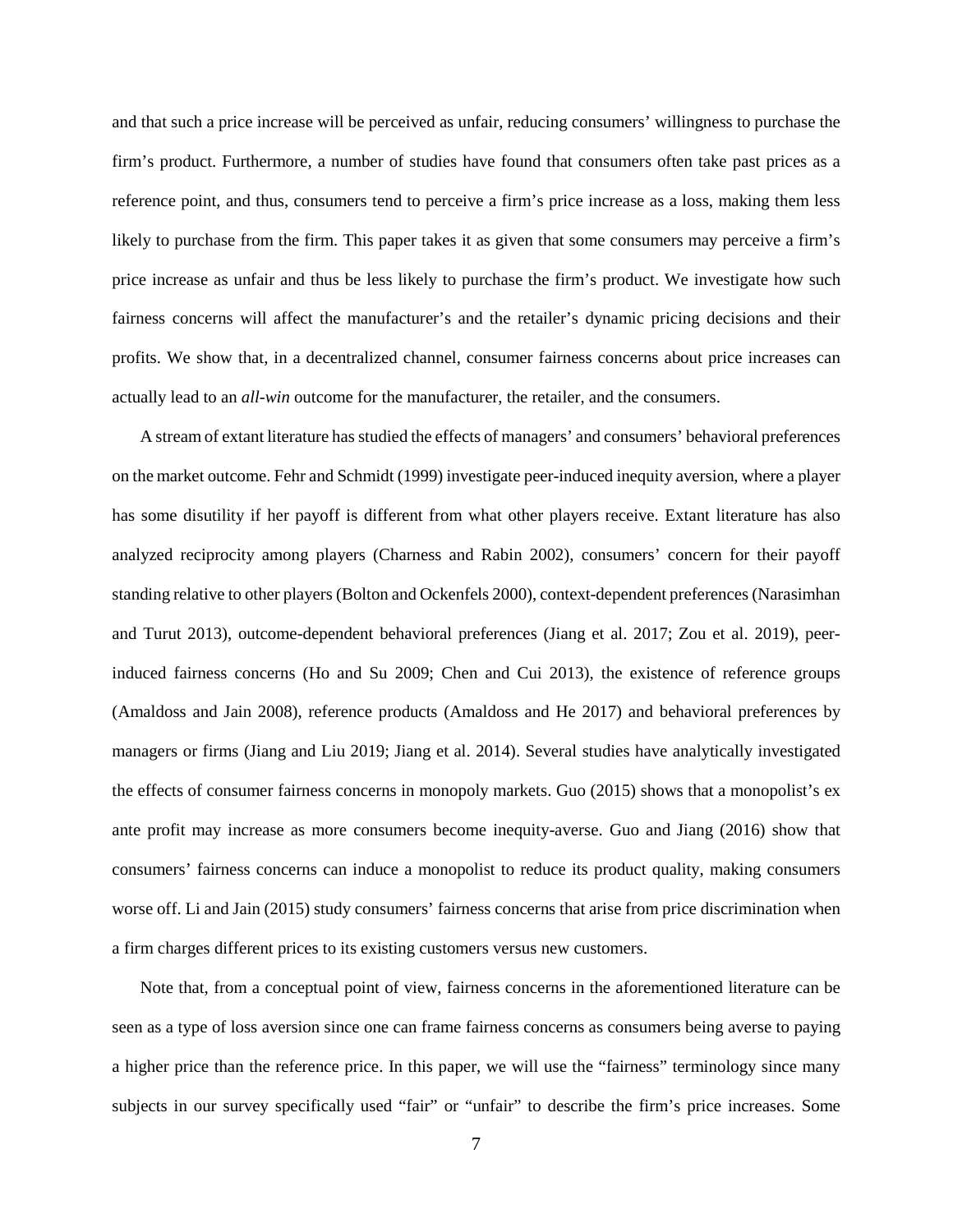and that such a price increase will be perceived as unfair, reducing consumers' willingness to purchase the firm's product. Furthermore, a number of studies have found that consumers often take past prices as a reference point, and thus, consumers tend to perceive a firm's price increase as a loss, making them less likely to purchase from the firm. This paper takes it as given that some consumers may perceive a firm's price increase as unfair and thus be less likely to purchase the firm's product. We investigate how such fairness concerns will affect the manufacturer's and the retailer's dynamic pricing decisions and their profits. We show that, in a decentralized channel, consumer fairness concerns about price increases can actually lead to an *all-win* outcome for the manufacturer, the retailer, and the consumers.

A stream of extant literature has studied the effects of managers' and consumers' behavioral preferences on the market outcome. Fehr and Schmidt (1999) investigate peer-induced inequity aversion, where a player has some disutility if her payoff is different from what other players receive. Extant literature has also analyzed reciprocity among players (Charness and Rabin 2002), consumers' concern for their payoff standing relative to other players (Bolton and Ockenfels 2000), context-dependent preferences (Narasimhan and Turut 2013), outcome-dependent behavioral preferences (Jiang et al. 2017; Zou et al. 2019), peer-induced fairness concerns (Ho and Su 2009; Chen and Cui 2013), the existence of reference groups (Amaldoss and Jain 2008), reference products (Amaldoss and He 2017) and behavioral preferences by managers or firms (Jiang and Liu 2019; Jiang et al. 2014). Several studies have analytically investigated the effects of consumer fairness concerns in monopoly markets. Guo (2015) shows that a monopolist's ex ante profit may increase as more consumers become inequity-averse. Guo and Jiang (2016) show that consumers' fairness concerns can induce a monopolist to reduce its product quality, making consumers worse off. Li and Jain (2015) study consumers' fairness concerns that arise from price discrimination when a firm charges different prices to its existing customers versus new customers.

Note that, from a conceptual point of view, fairness concerns in the aforementioned literature can be seen as a type of loss aversion since one can frame fairness concerns as consumers being averse to paying a higher price than the reference price. In this paper, we will use the "fairness" terminology since many subjects in our survey specifically used "fair" or "unfair" to describe the firm's price increases. Some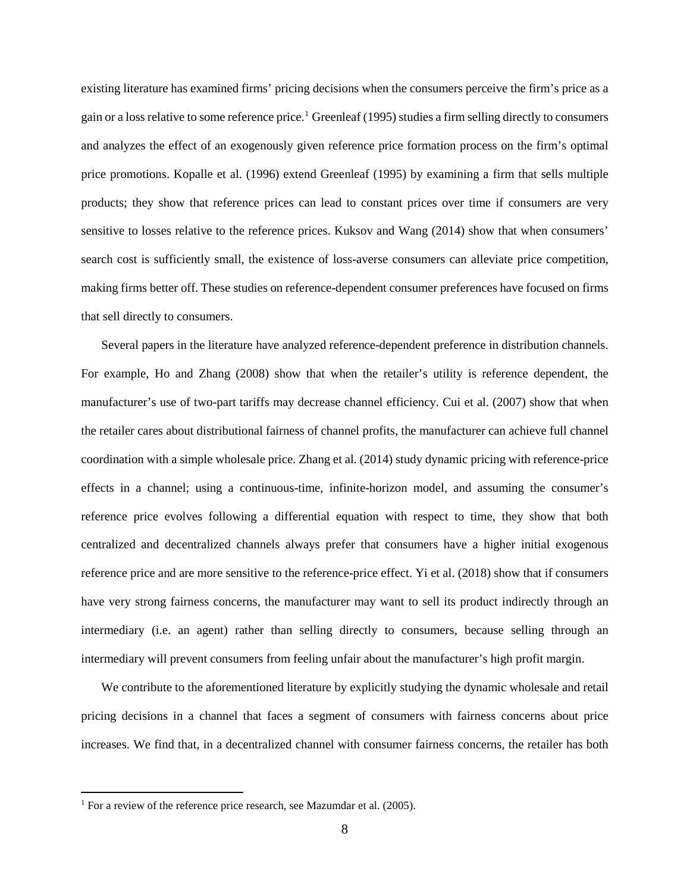existing literature has examined firms' pricing decisions when the consumers perceive the firm's price as a gain or a loss relative to some reference price.[1] Greenleaf (1995) studies a firm selling directly to consumers and analyzes the effect of an exogenously given reference price formation process on the firm's optimal price promotions. Kopalle et al. (1996) extend Greenleaf (1995) by examining a firm that sells multiple products; they show that reference prices can lead to constant prices over time if consumers are very sensitive to losses relative to the reference prices. Kuksov and Wang (2014) show that when consumers' search cost is sufficiently small, the existence of loss-averse consumers can alleviate price competition, making firms better off. These studies on reference-dependent consumer preferences have focused on firms that sell directly to consumers.

Several papers in the literature have analyzed reference-dependent preference in distribution channels. For example, Ho and Zhang (2008) show that when the retailer's utility is reference dependent, the manufacturer's use of two-part tariffs may decrease channel efficiency. Cui et al. (2007) show that when the retailer cares about distributional fairness of channel profits, the manufacturer can achieve full channel coordination with a simple wholesale price. Zhang et al. (2014) study dynamic pricing with reference-price effects in a channel; using a continuous-time, infinite-horizon model, and assuming the consumer's reference price evolves following a differential equation with respect to time, they show that both centralized and decentralized channels always prefer that consumers have a higher initial exogenous reference price and are more sensitive to the reference-price effect. Yi et al. (2018) show that if consumers have very strong fairness concerns, the manufacturer may want to sell its product indirectly through an intermediary (i.e. an agent) rather than selling directly to consumers, because selling through an intermediary will prevent consumers from feeling unfair about the manufacturer's high profit margin.

We contribute to the aforementioned literature by explicitly studying the dynamic wholesale and retail pricing decisions in a channel that faces a segment of consumers with fairness concerns about price increases. We find that, in a decentralized channel with consumer fairness concerns, the retailer has both

[1] For a review of the reference price research, see Mazumdar et al. (2005).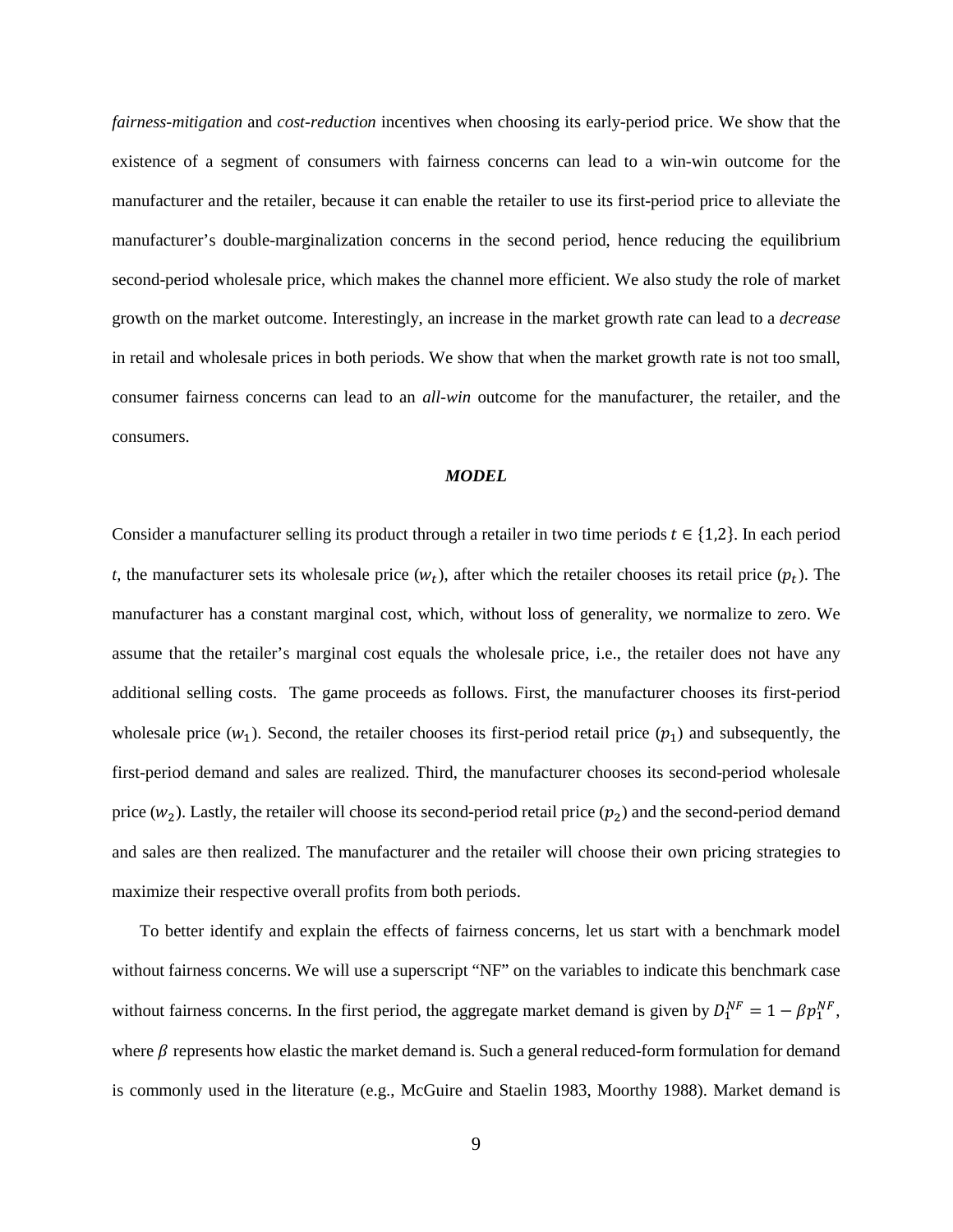*fairness-mitigation* and *cost-reduction* incentives when choosing its early-period price. We show that the existence of a segment of consumers with fairness concerns can lead to a win-win outcome for the manufacturer and the retailer, because it can enable the retailer to use its first-period price to alleviate the manufacturer's double-marginalization concerns in the second period, hence reducing the equilibrium second-period wholesale price, which makes the channel more efficient. We also study the role of market growth on the market outcome. Interestingly, an increase in the market growth rate can lead to a *decrease* in retail and wholesale prices in both periods. We show that when the market growth rate is not too small, consumer fairness concerns can lead to an *all-win* outcome for the manufacturer, the retailer, and the consumers.

## ***MODEL***

Consider a manufacturer selling its product through a retailer in two time periods $t \in \{1,2\}$. In each period $t$, the manufacturer sets its wholesale price ($w_t$), after which the retailer chooses its retail price ($p_t$). The manufacturer has a constant marginal cost, which, without loss of generality, we normalize to zero. We assume that the retailer's marginal cost equals the wholesale price, i.e., the retailer does not have any additional selling costs. The game proceeds as follows. First, the manufacturer chooses its first-period wholesale price ($w_1$). Second, the retailer chooses its first-period retail price ($p_1$) and subsequently, the first-period demand and sales are realized. Third, the manufacturer chooses its second-period wholesale price ($w_2$). Lastly, the retailer will choose its second-period retail price ($p_2$) and the second-period demand and sales are then realized. The manufacturer and the retailer will choose their own pricing strategies to maximize their respective overall profits from both periods.

To better identify and explain the effects of fairness concerns, let us start with a benchmark model without fairness concerns. We will use a superscript "NF" on the variables to indicate this benchmark case without fairness concerns. In the first period, the aggregate market demand is given by $D_1^{NF} = 1 - \beta p_1^{NF}$, where $\beta$ represents how elastic the market demand is. Such a general reduced-form formulation for demand is commonly used in the literature (e.g., McGuire and Staelin 1983, Moorthy 1988). Market demand is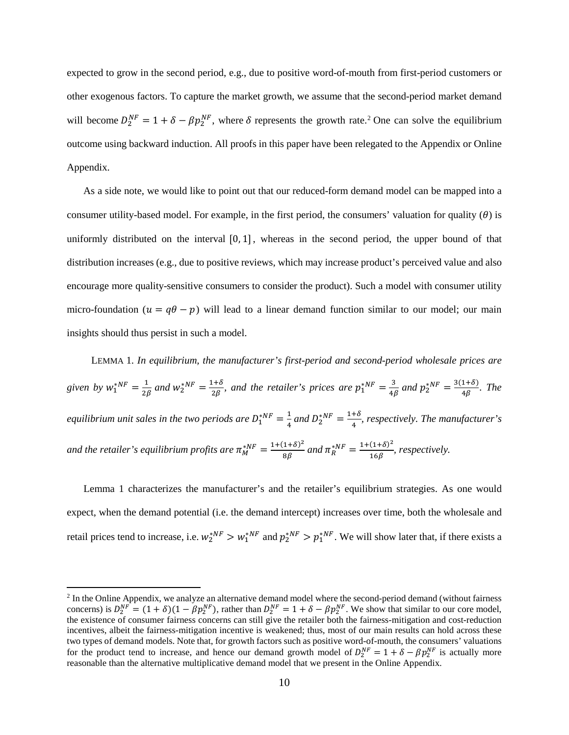expected to grow in the second period, e.g., due to positive word-of-mouth from first-period customers or other exogenous factors. To capture the market growth, we assume that the second-period market demand will become $D_2^{NF} = 1 + \delta - \beta p_2^{NF}$, where $\delta$ represents the growth rate.[2] One can solve the equilibrium outcome using backward induction. All proofs in this paper have been relegated to the Appendix or Online Appendix.

As a side note, we would like to point out that our reduced-form demand model can be mapped into a consumer utility-based model. For example, in the first period, the consumers' valuation for quality ($\theta$) is uniformly distributed on the interval $[0, 1]$, whereas in the second period, the upper bound of that distribution increases (e.g., due to positive reviews, which may increase product's perceived value and also encourage more quality-sensitive consumers to consider the product). Such a model with consumer utility micro-foundation ($u = q\theta - p$) will lead to a linear demand function similar to our model; our main insights should thus persist in such a model.

LEMMA 1. *In equilibrium, the manufacturer's first-period and second-period wholesale prices are given by* $w_1^{*NF} = \frac{1}{2\beta}$ *and* $w_2^{*NF} = \frac{1+\delta}{2\beta}$, *and the retailer's prices are* $p_1^{*NF} = \frac{3}{4\beta}$ *and* $p_2^{*NF} = \frac{3(1+\delta)}{4\beta}$. *The equilibrium unit sales in the two periods are* $D_1^{*NF} = \frac{1}{4}$ *and* $D_2^{*NF} = \frac{1+\delta}{4}$, *respectively. The manufacturer's and the retailer's equilibrium profits are* $\pi_M^{*NF} = \frac{1+(1+\delta)^2}{8\beta}$ *and* $\pi_R^{*NF} = \frac{1+(1+\delta)^2}{16\beta}$, *respectively.*

Lemma 1 characterizes the manufacturer's and the retailer's equilibrium strategies. As one would expect, when the demand potential (i.e. the demand intercept) increases over time, both the wholesale and retail prices tend to increase, i.e. $w_2^{*NF} > w_1^{*NF}$ and $p_2^{*NF} > p_1^{*NF}$. We will show later that, if there exists a

[2] In the Online Appendix, we analyze an alternative demand model where the second-period demand (without fairness concerns) is $D_2^{NF} = (1+\delta)(1 - \beta p_2^{NF})$, rather than $D_2^{NF} = 1 + \delta - \beta p_2^{NF}$. We show that similar to our core model, the existence of consumer fairness concerns can still give the retailer both the fairness-mitigation and cost-reduction incentives, albeit the fairness-mitigation incentive is weakened; thus, most of our main results can hold across these two types of demand models. Note that, for growth factors such as positive word-of-mouth, the consumers' valuations for the product tend to increase, and hence our demand growth model of $D_2^{NF} = 1 + \delta - \beta p_2^{NF}$ is actually more reasonable than the alternative multiplicative demand model that we present in the Online Appendix.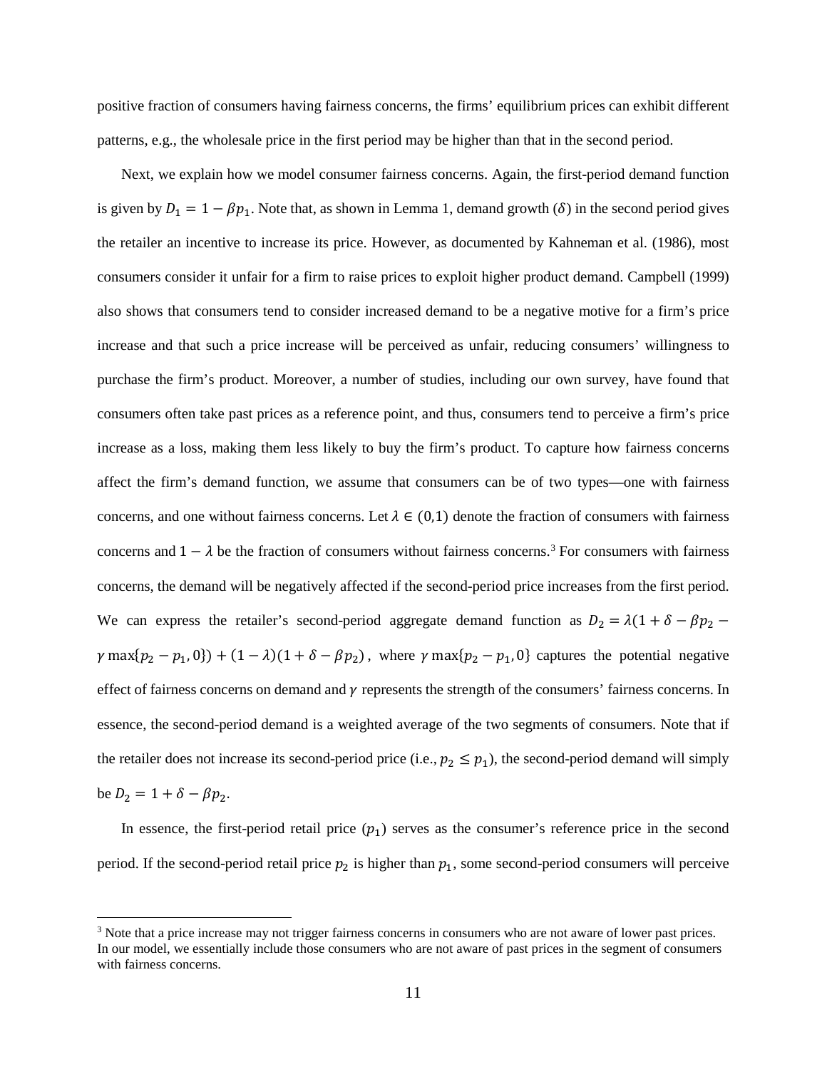positive fraction of consumers having fairness concerns, the firms' equilibrium prices can exhibit different patterns, e.g., the wholesale price in the first period may be higher than that in the second period.

Next, we explain how we model consumer fairness concerns. Again, the first-period demand function is given by $D_1 = 1 - \beta p_1$. Note that, as shown in Lemma 1, demand growth ($\delta$) in the second period gives the retailer an incentive to increase its price. However, as documented by Kahneman et al. (1986), most consumers consider it unfair for a firm to raise prices to exploit higher product demand. Campbell (1999) also shows that consumers tend to consider increased demand to be a negative motive for a firm's price increase and that such a price increase will be perceived as unfair, reducing consumers' willingness to purchase the firm's product. Moreover, a number of studies, including our own survey, have found that consumers often take past prices as a reference point, and thus, consumers tend to perceive a firm's price increase as a loss, making them less likely to buy the firm's product. To capture how fairness concerns affect the firm's demand function, we assume that consumers can be of two types—one with fairness concerns, and one without fairness concerns. Let $\lambda \in (0,1)$ denote the fraction of consumers with fairness concerns and $1 - \lambda$ be the fraction of consumers without fairness concerns.[3] For consumers with fairness concerns, the demand will be negatively affected if the second-period price increases from the first period. We can express the retailer's second-period aggregate demand function as $D_2 = \lambda(1 + \delta - \beta p_2 - \gamma \max\{p_2 - p_1, 0\}) + (1 - \lambda)(1 + \delta - \beta p_2)$, where $\gamma \max\{p_2 - p_1, 0\}$ captures the potential negative effect of fairness concerns on demand and $\gamma$ represents the strength of the consumers' fairness concerns. In essence, the second-period demand is a weighted average of the two segments of consumers. Note that if the retailer does not increase its second-period price (i.e., $p_2 \leq p_1$), the second-period demand will simply be $D_2 = 1 + \delta - \beta p_2$.

In essence, the first-period retail price ($p_1$) serves as the consumer's reference price in the second period. If the second-period retail price $p_2$ is higher than $p_1$, some second-period consumers will perceive

[3] Note that a price increase may not trigger fairness concerns in consumers who are not aware of lower past prices. In our model, we essentially include those consumers who are not aware of past prices in the segment of consumers with fairness concerns.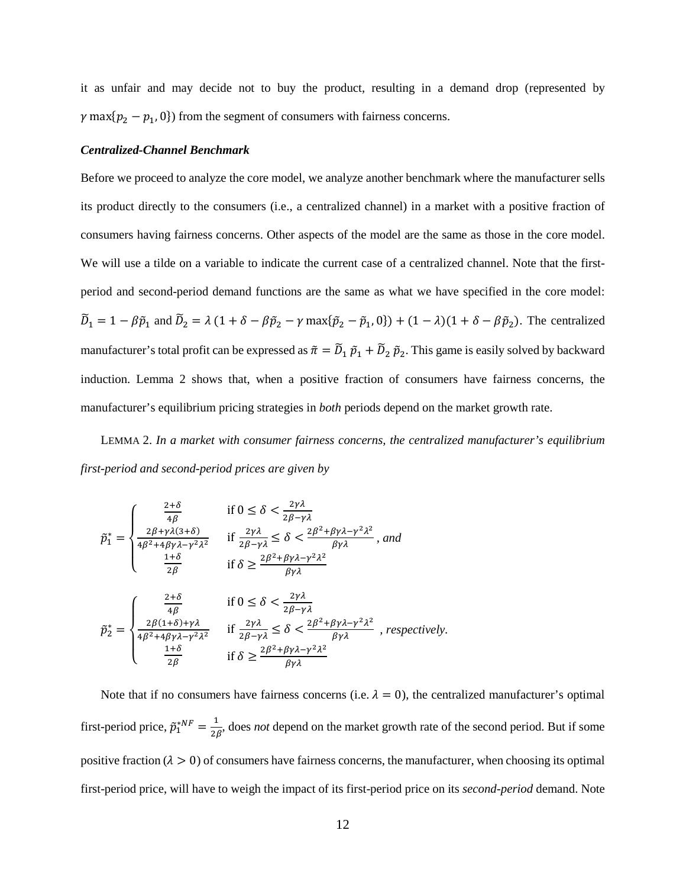it as unfair and may decide not to buy the product, resulting in a demand drop (represented by $\gamma \max\{p_2 - p_1, 0\}$) from the segment of consumers with fairness concerns.

***Centralized-Channel Benchmark***

Before we proceed to analyze the core model, we analyze another benchmark where the manufacturer sells its product directly to the consumers (i.e., a centralized channel) in a market with a positive fraction of consumers having fairness concerns. Other aspects of the model are the same as those in the core model. We will use a tilde on a variable to indicate the current case of a centralized channel. Note that the first-period and second-period demand functions are the same as what we have specified in the core model: $\widetilde{D}_1 = 1 - \beta\tilde{p}_1$ and $\widetilde{D}_2 = \lambda\,(1 + \delta - \beta\tilde{p}_2 - \gamma \max\{\tilde{p}_2 - \tilde{p}_1, 0\}) + (1 - \lambda)(1 + \delta - \beta\tilde{p}_2)$. The centralized manufacturer's total profit can be expressed as $\tilde{\pi} = \widetilde{D}_1\,\tilde{p}_1 + \widetilde{D}_2\,\tilde{p}_2$. This game is easily solved by backward induction. Lemma 2 shows that, when a positive fraction of consumers have fairness concerns, the manufacturer's equilibrium pricing strategies in *both* periods depend on the market growth rate.

LEMMA 2. *In a market with consumer fairness concerns, the centralized manufacturer's equilibrium first-period and second-period prices are given by*

$$\tilde{p}_1^* = \begin{cases} \frac{2+\delta}{4\beta} & \text{if } 0 \leq \delta < \frac{2\gamma\lambda}{2\beta - \gamma\lambda} \\ \frac{2\beta + \gamma\lambda(3+\delta)}{4\beta^2 + 4\beta\gamma\lambda - \gamma^2\lambda^2} & \text{if } \frac{2\gamma\lambda}{2\beta - \gamma\lambda} \leq \delta < \frac{2\beta^2 + \beta\gamma\lambda - \gamma^2\lambda^2}{\beta\gamma\lambda} \\ \frac{1+\delta}{2\beta} & \text{if } \delta \geq \frac{2\beta^2 + \beta\gamma\lambda - \gamma^2\lambda^2}{\beta\gamma\lambda} \end{cases}, \textit{ and}$$

$$\tilde{p}_2^* = \begin{cases} \frac{2+\delta}{4\beta} & \text{if } 0 \leq \delta < \frac{2\gamma\lambda}{2\beta - \gamma\lambda} \\ \frac{2\beta(1+\delta) + \gamma\lambda}{4\beta^2 + 4\beta\gamma\lambda - \gamma^2\lambda^2} & \text{if } \frac{2\gamma\lambda}{2\beta - \gamma\lambda} \leq \delta < \frac{2\beta^2 + \beta\gamma\lambda - \gamma^2\lambda^2}{\beta\gamma\lambda} \\ \frac{1+\delta}{2\beta} & \text{if } \delta \geq \frac{2\beta^2 + \beta\gamma\lambda - \gamma^2\lambda^2}{\beta\gamma\lambda} \end{cases}, \textit{ respectively.}$$

Note that if no consumers have fairness concerns (i.e. $\lambda = 0$), the centralized manufacturer's optimal first-period price, $\tilde{p}_1^{*NF} = \frac{1}{2\beta}$, does *not* depend on the market growth rate of the second period. But if some positive fraction ($\lambda > 0$) of consumers have fairness concerns, the manufacturer, when choosing its optimal first-period price, will have to weigh the impact of its first-period price on its *second-period* demand. Note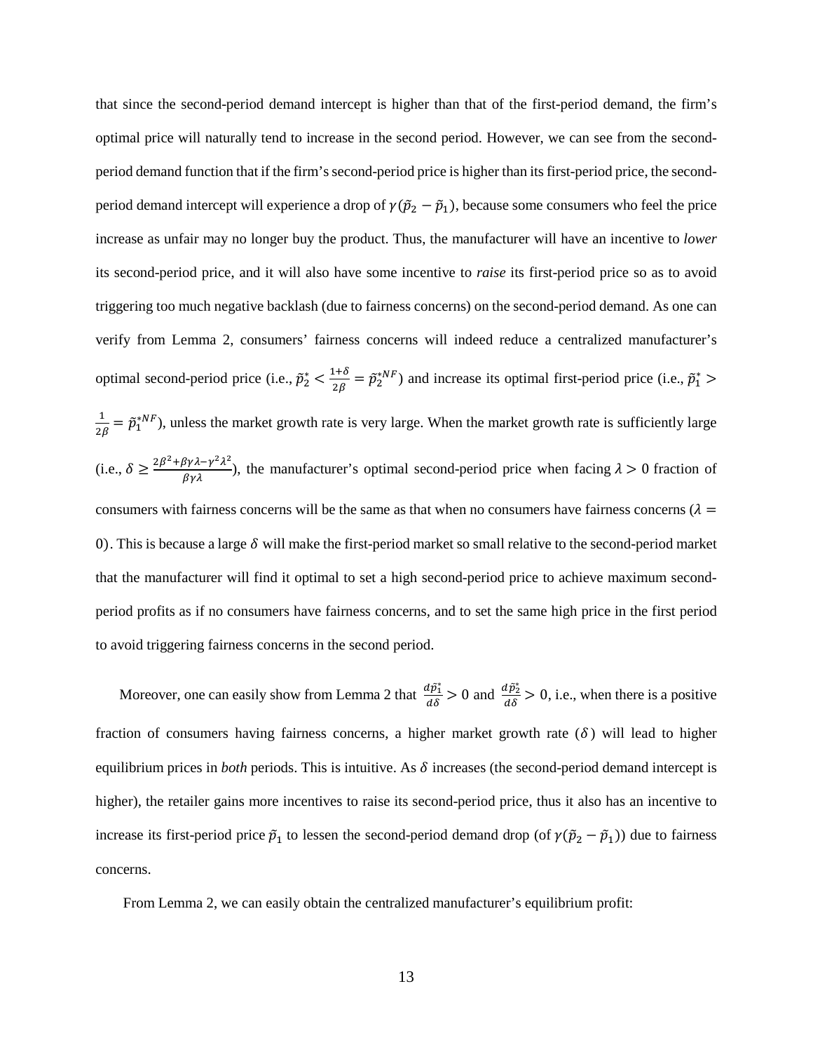that since the second-period demand intercept is higher than that of the first-period demand, the firm's optimal price will naturally tend to increase in the second period. However, we can see from the second-period demand function that if the firm's second-period price is higher than its first-period price, the second-period demand intercept will experience a drop of $\gamma(\tilde{p}_2 - \tilde{p}_1)$, because some consumers who feel the price increase as unfair may no longer buy the product. Thus, the manufacturer will have an incentive to *lower* its second-period price, and it will also have some incentive to *raise* its first-period price so as to avoid triggering too much negative backlash (due to fairness concerns) on the second-period demand. As one can verify from Lemma 2, consumers' fairness concerns will indeed reduce a centralized manufacturer's optimal second-period price (i.e., $\tilde{p}_2^* < \frac{1+\delta}{2\beta} = \tilde{p}_2^{*NF}$) and increase its optimal first-period price (i.e., $\tilde{p}_1^* > \frac{1}{2\beta} = \tilde{p}_1^{*NF}$), unless the market growth rate is very large. When the market growth rate is sufficiently large (i.e., $\delta \geq \frac{2\beta^2+\beta\gamma\lambda-\gamma^2\lambda^2}{\beta\gamma\lambda}$), the manufacturer's optimal second-period price when facing $\lambda > 0$ fraction of consumers with fairness concerns will be the same as that when no consumers have fairness concerns ($\lambda = 0$). This is because a large $\delta$ will make the first-period market so small relative to the second-period market that the manufacturer will find it optimal to set a high second-period price to achieve maximum second-period profits as if no consumers have fairness concerns, and to set the same high price in the first period to avoid triggering fairness concerns in the second period.

Moreover, one can easily show from Lemma 2 that $\frac{d\tilde{p}_1^*}{d\delta} > 0$ and $\frac{d\tilde{p}_2^*}{d\delta} > 0$, i.e., when there is a positive fraction of consumers having fairness concerns, a higher market growth rate ($\delta$) will lead to higher equilibrium prices in *both* periods. This is intuitive. As $\delta$ increases (the second-period demand intercept is higher), the retailer gains more incentives to raise its second-period price, thus it also has an incentive to increase its first-period price $\tilde{p}_1$ to lessen the second-period demand drop (of $\gamma(\tilde{p}_2 - \tilde{p}_1)$) due to fairness concerns.

From Lemma 2, we can easily obtain the centralized manufacturer's equilibrium profit: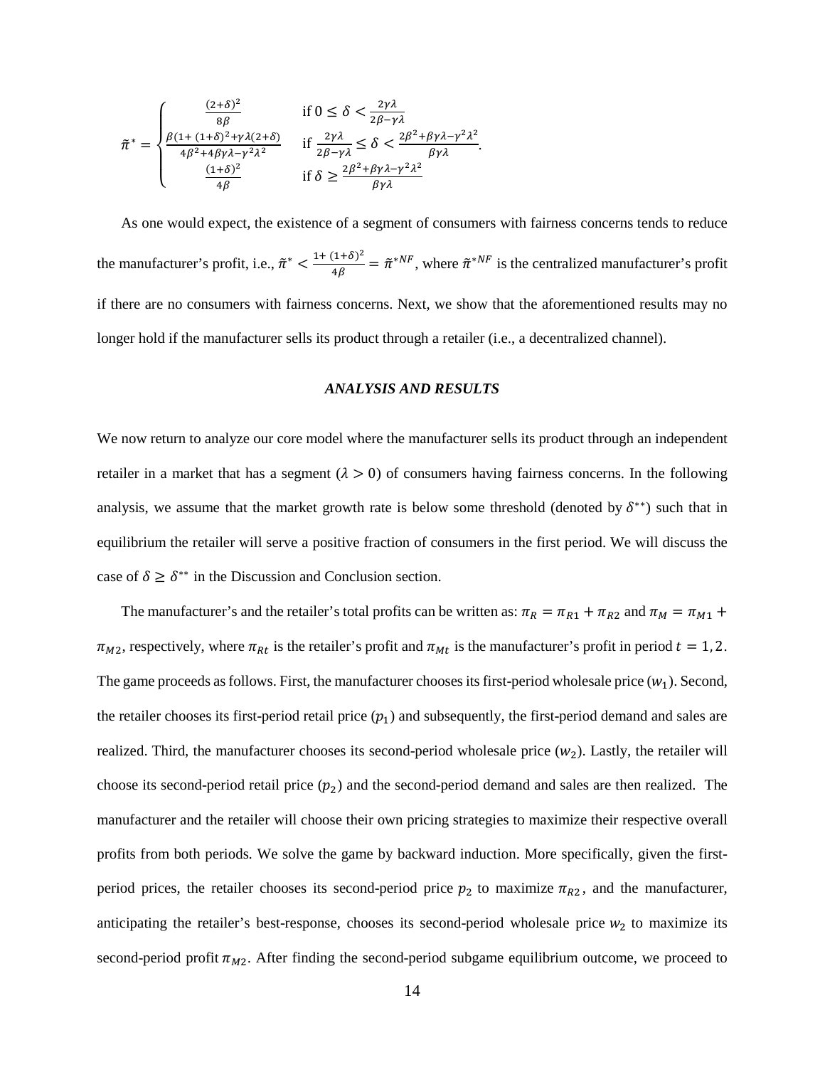$$
\tilde{\pi}^* = \begin{cases} \frac{(2+\delta)^2}{8\beta} & \text{if } 0 \leq \delta < \frac{2\gamma\lambda}{2\beta - \gamma\lambda} \\ \frac{\beta(1+(1+\delta)^2 + \gamma\lambda(2+\delta)}{4\beta^2 + 4\beta\gamma\lambda - \gamma^2\lambda^2} & \text{if } \frac{2\gamma\lambda}{2\beta - \gamma\lambda} \leq \delta < \frac{2\beta^2 + \beta\gamma\lambda - \gamma^2\lambda^2}{\beta\gamma\lambda} \\ \frac{(1+\delta)^2}{4\beta} & \text{if } \delta \geq \frac{2\beta^2 + \beta\gamma\lambda - \gamma^2\lambda^2}{\beta\gamma\lambda} \end{cases}.
$$

As one would expect, the existence of a segment of consumers with fairness concerns tends to reduce the manufacturer's profit, i.e., $\tilde{\pi}^* < \frac{1+(1+\delta)^2}{4\beta} = \tilde{\pi}^{*NF}$, where $\tilde{\pi}^{*NF}$ is the centralized manufacturer's profit if there are no consumers with fairness concerns. Next, we show that the aforementioned results may no longer hold if the manufacturer sells its product through a retailer (i.e., a decentralized channel).

### *ANALYSIS AND RESULTS*

We now return to analyze our core model where the manufacturer sells its product through an independent retailer in a market that has a segment ($\lambda > 0$) of consumers having fairness concerns. In the following analysis, we assume that the market growth rate is below some threshold (denoted by $\delta^{**}$) such that in equilibrium the retailer will serve a positive fraction of consumers in the first period. We will discuss the case of $\delta \geq \delta^{**}$ in the Discussion and Conclusion section.

The manufacturer's and the retailer's total profits can be written as: $\pi_R = \pi_{R1} + \pi_{R2}$ and $\pi_M = \pi_{M1} + \pi_{M2}$, respectively, where $\pi_{Rt}$ is the retailer's profit and $\pi_{Mt}$ is the manufacturer's profit in period $t = 1, 2$. The game proceeds as follows. First, the manufacturer chooses its first-period wholesale price ($w_1$). Second, the retailer chooses its first-period retail price ($p_1$) and subsequently, the first-period demand and sales are realized. Third, the manufacturer chooses its second-period wholesale price ($w_2$). Lastly, the retailer will choose its second-period retail price ($p_2$) and the second-period demand and sales are then realized. The manufacturer and the retailer will choose their own pricing strategies to maximize their respective overall profits from both periods. We solve the game by backward induction. More specifically, given the first-period prices, the retailer chooses its second-period price $p_2$ to maximize $\pi_{R2}$, and the manufacturer, anticipating the retailer's best-response, chooses its second-period wholesale price $w_2$ to maximize its second-period profit $\pi_{M2}$. After finding the second-period subgame equilibrium outcome, we proceed to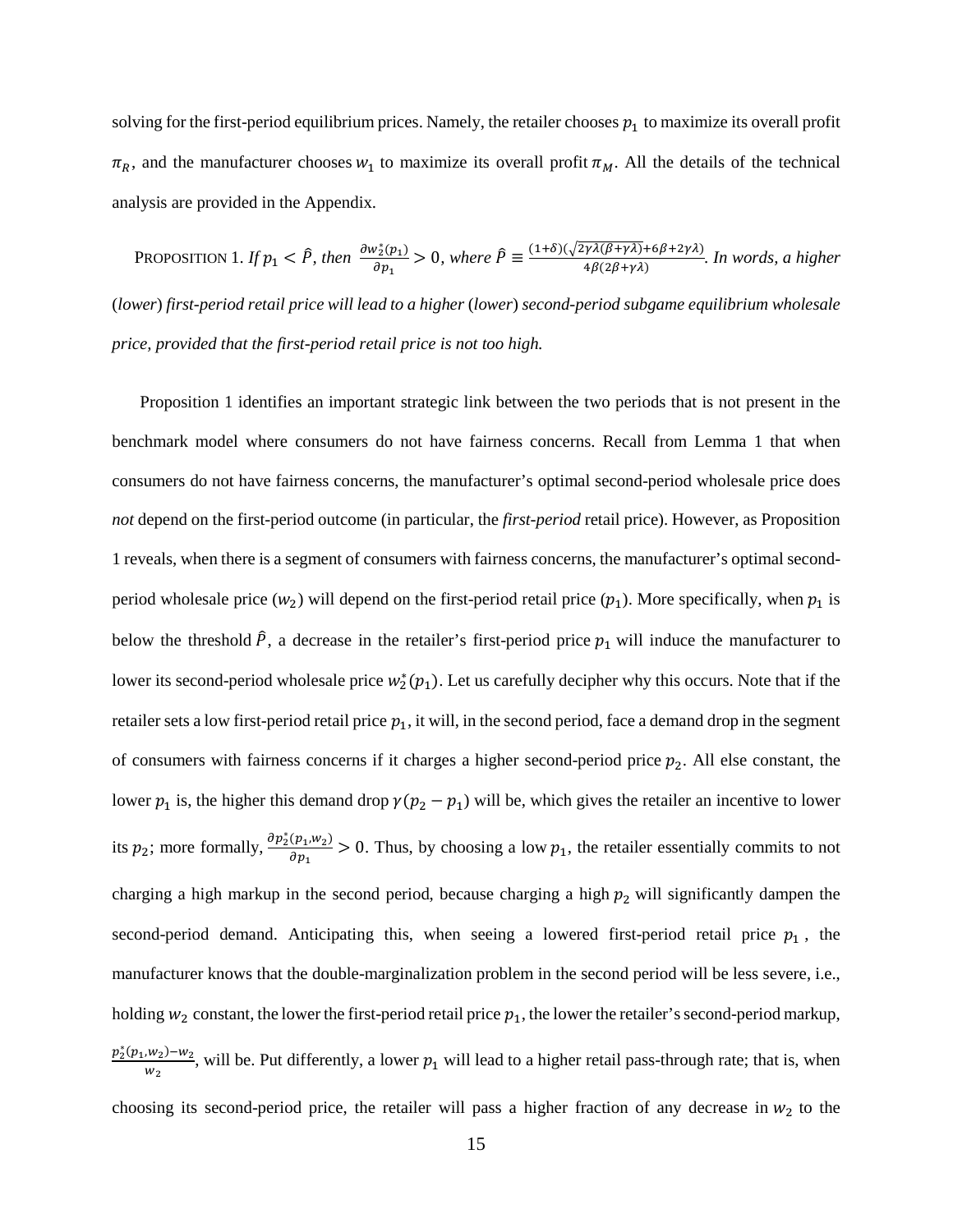solving for the first-period equilibrium prices. Namely, the retailer chooses $p_1$ to maximize its overall profit $\pi_R$, and the manufacturer chooses $w_1$ to maximize its overall profit $\pi_M$. All the details of the technical analysis are provided in the Appendix.

PROPOSITION 1. *If* $p_1 < \hat{P}$, *then* $\frac{\partial w_2^*(p_1)}{\partial p_1} > 0$, *where* $\hat{P} \equiv \frac{(1+\delta)(\sqrt{2\gamma\lambda(\beta+\gamma\lambda)}+6\beta+2\gamma\lambda)}{4\beta(2\beta+\gamma\lambda)}$. *In words, a higher* (*lower*) *first-period retail price will lead to a higher* (*lower*) *second-period subgame equilibrium wholesale price, provided that the first-period retail price is not too high.*

Proposition 1 identifies an important strategic link between the two periods that is not present in the benchmark model where consumers do not have fairness concerns. Recall from Lemma 1 that when consumers do not have fairness concerns, the manufacturer's optimal second-period wholesale price does *not* depend on the first-period outcome (in particular, the *first-period* retail price). However, as Proposition 1 reveals, when there is a segment of consumers with fairness concerns, the manufacturer's optimal second-period wholesale price ($w_2$) will depend on the first-period retail price ($p_1$). More specifically, when $p_1$ is below the threshold $\hat{P}$, a decrease in the retailer's first-period price $p_1$ will induce the manufacturer to lower its second-period wholesale price $w_2^*(p_1)$. Let us carefully decipher why this occurs. Note that if the retailer sets a low first-period retail price $p_1$, it will, in the second period, face a demand drop in the segment of consumers with fairness concerns if it charges a higher second-period price $p_2$. All else constant, the lower $p_1$ is, the higher this demand drop $\gamma(p_2 - p_1)$ will be, which gives the retailer an incentive to lower its $p_2$; more formally, $\frac{\partial p_2^*(p_1,w_2)}{\partial p_1} > 0$. Thus, by choosing a low $p_1$, the retailer essentially commits to not charging a high markup in the second period, because charging a high $p_2$ will significantly dampen the second-period demand. Anticipating this, when seeing a lowered first-period retail price $p_1$, the manufacturer knows that the double-marginalization problem in the second period will be less severe, i.e., holding $w_2$ constant, the lower the first-period retail price $p_1$, the lower the retailer's second-period markup, $\frac{p_2^*(p_1,w_2)-w_2}{w_2}$, will be. Put differently, a lower $p_1$ will lead to a higher retail pass-through rate; that is, when choosing its second-period price, the retailer will pass a higher fraction of any decrease in $w_2$ to the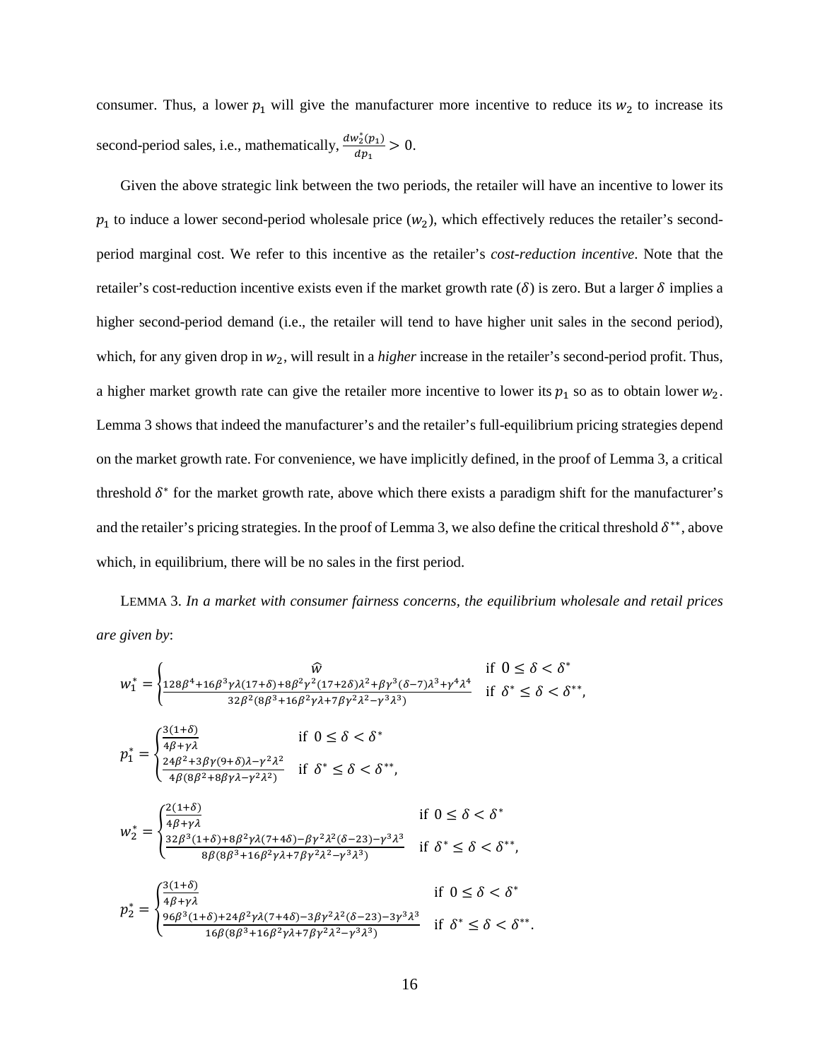consumer. Thus, a lower $p_1$ will give the manufacturer more incentive to reduce its $w_2$ to increase its second-period sales, i.e., mathematically, $\frac{dw_2^*(p_1)}{dp_1} > 0$.

Given the above strategic link between the two periods, the retailer will have an incentive to lower its $p_1$ to induce a lower second-period wholesale price ($w_2$), which effectively reduces the retailer's second-period marginal cost. We refer to this incentive as the retailer's *cost-reduction incentive*. Note that the retailer's cost-reduction incentive exists even if the market growth rate ($\delta$) is zero. But a larger $\delta$ implies a higher second-period demand (i.e., the retailer will tend to have higher unit sales in the second period), which, for any given drop in $w_2$, will result in a *higher* increase in the retailer's second-period profit. Thus, a higher market growth rate can give the retailer more incentive to lower its $p_1$ so as to obtain lower $w_2$. Lemma 3 shows that indeed the manufacturer's and the retailer's full-equilibrium pricing strategies depend on the market growth rate. For convenience, we have implicitly defined, in the proof of Lemma 3, a critical threshold $\delta^*$ for the market growth rate, above which there exists a paradigm shift for the manufacturer's and the retailer's pricing strategies. In the proof of Lemma 3, we also define the critical threshold $\delta^{**}$, above which, in equilibrium, there will be no sales in the first period.

LEMMA 3. *In a market with consumer fairness concerns, the equilibrium wholesale and retail prices are given by*:

$$w_1^* = \begin{cases} \hat{w} & \text{if } 0 \leq \delta < \delta^* \\ \frac{128\beta^4 + 16\beta^3\gamma\lambda(17+\delta) + 8\beta^2\gamma^2(17+2\delta)\lambda^2 + \beta\gamma^3(\delta-7)\lambda^3 + \gamma^4\lambda^4}{32\beta^2(8\beta^3 + 16\beta^2\gamma\lambda + 7\beta\gamma^2\lambda^2 - \gamma^3\lambda^3)} & \text{if } \delta^* \leq \delta < \delta^{**}, \end{cases}$$

$$p_1^* = \begin{cases} \frac{3(1+\delta)}{4\beta+\gamma\lambda} & \text{if } 0 \leq \delta < \delta^* \\ \frac{24\beta^2 + 3\beta\gamma(9+\delta)\lambda - \gamma^2\lambda^2}{4\beta(8\beta^2 + 8\beta\gamma\lambda - \gamma^2\lambda^2)} & \text{if } \delta^* \leq \delta < \delta^{**}, \end{cases}$$

$$w_2^* = \begin{cases} \frac{2(1+\delta)}{4\beta+\gamma\lambda} & \text{if } 0 \leq \delta < \delta^* \\ \frac{32\beta^3(1+\delta) + 8\beta^2\gamma\lambda(7+4\delta) - \beta\gamma^2\lambda^2(\delta-23) - \gamma^3\lambda^3}{8\beta(8\beta^3 + 16\beta^2\gamma\lambda + 7\beta\gamma^2\lambda^2 - \gamma^3\lambda^3)} & \text{if } \delta^* \leq \delta < \delta^{**}, \end{cases}$$

$$p_2^* = \begin{cases} \frac{3(1+\delta)}{4\beta+\gamma\lambda} & \text{if } 0 \leq \delta < \delta^* \\ \frac{96\beta^3(1+\delta) + 24\beta^2\gamma\lambda(7+4\delta) - 3\beta\gamma^2\lambda^2(\delta-23) - 3\gamma^3\lambda^3}{16\beta(8\beta^3 + 16\beta^2\gamma\lambda + 7\beta\gamma^2\lambda^2 - \gamma^3\lambda^3)} & \text{if } \delta^* \leq \delta < \delta^{**}. \end{cases}$$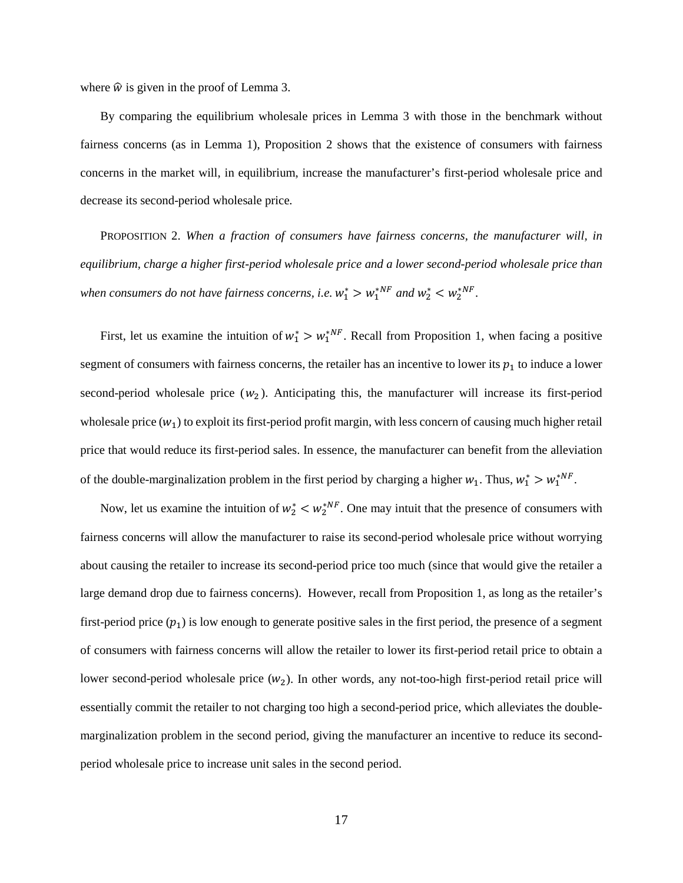where $\hat{w}$ is given in the proof of Lemma 3.

By comparing the equilibrium wholesale prices in Lemma 3 with those in the benchmark without fairness concerns (as in Lemma 1), Proposition 2 shows that the existence of consumers with fairness concerns in the market will, in equilibrium, increase the manufacturer's first-period wholesale price and decrease its second-period wholesale price.

PROPOSITION 2. *When a fraction of consumers have fairness concerns, the manufacturer will, in equilibrium, charge a higher first-period wholesale price and a lower second-period wholesale price than when consumers do not have fairness concerns, i.e.* $w_1^* > w_1^{*NF}$ *and* $w_2^* < w_2^{*NF}$.

First, let us examine the intuition of $w_1^* > w_1^{*NF}$. Recall from Proposition 1, when facing a positive segment of consumers with fairness concerns, the retailer has an incentive to lower its $p_1$ to induce a lower second-period wholesale price ($w_2$). Anticipating this, the manufacturer will increase its first-period wholesale price ($w_1$) to exploit its first-period profit margin, with less concern of causing much higher retail price that would reduce its first-period sales. In essence, the manufacturer can benefit from the alleviation of the double-marginalization problem in the first period by charging a higher $w_1$. Thus, $w_1^* > w_1^{*NF}$.

Now, let us examine the intuition of $w_2^* < w_2^{*NF}$. One may intuit that the presence of consumers with fairness concerns will allow the manufacturer to raise its second-period wholesale price without worrying about causing the retailer to increase its second-period price too much (since that would give the retailer a large demand drop due to fairness concerns). However, recall from Proposition 1, as long as the retailer's first-period price ($p_1$) is low enough to generate positive sales in the first period, the presence of a segment of consumers with fairness concerns will allow the retailer to lower its first-period retail price to obtain a lower second-period wholesale price ($w_2$). In other words, any not-too-high first-period retail price will essentially commit the retailer to not charging too high a second-period price, which alleviates the double-marginalization problem in the second period, giving the manufacturer an incentive to reduce its second-period wholesale price to increase unit sales in the second period.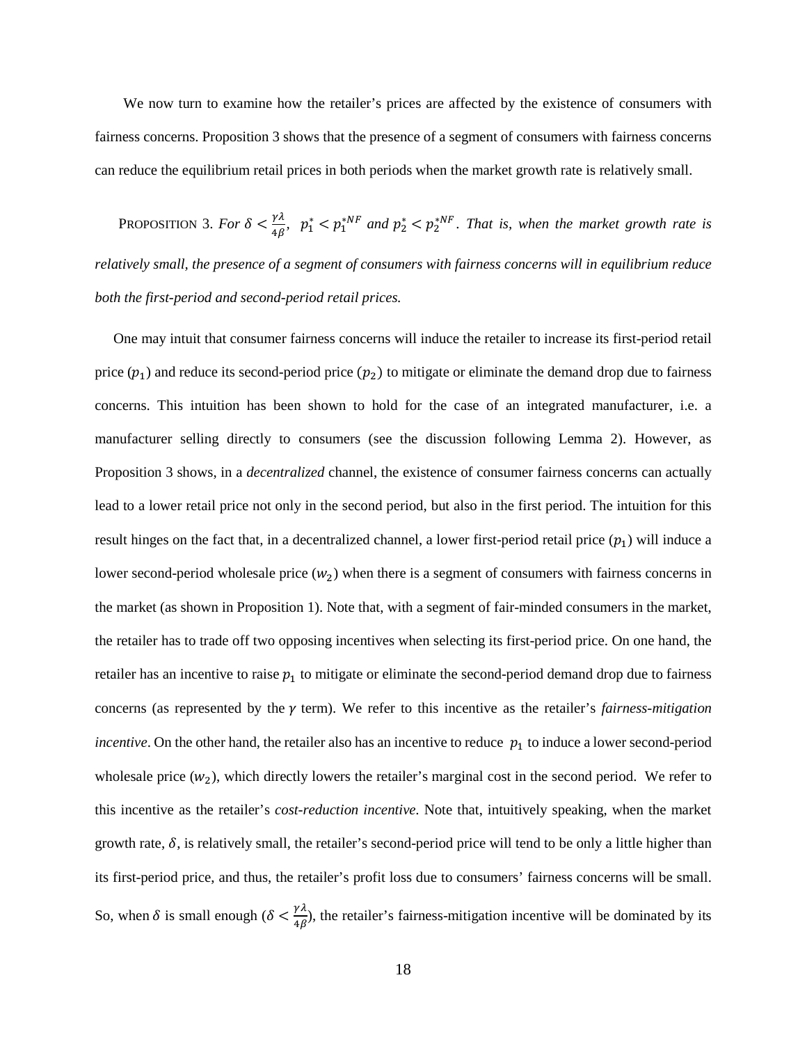We now turn to examine how the retailer's prices are affected by the existence of consumers with fairness concerns. Proposition 3 shows that the presence of a segment of consumers with fairness concerns can reduce the equilibrium retail prices in both periods when the market growth rate is relatively small.

PROPOSITION 3. *For $\delta < \frac{\gamma\lambda}{4\beta}$, $p_1^* < p_1^{*NF}$ and $p_2^* < p_2^{*NF}$. That is, when the market growth rate is relatively small, the presence of a segment of consumers with fairness concerns will in equilibrium reduce both the first-period and second-period retail prices.*

One may intuit that consumer fairness concerns will induce the retailer to increase its first-period retail price ($p_1$) and reduce its second-period price ($p_2$) to mitigate or eliminate the demand drop due to fairness concerns. This intuition has been shown to hold for the case of an integrated manufacturer, i.e. a manufacturer selling directly to consumers (see the discussion following Lemma 2). However, as Proposition 3 shows, in a *decentralized* channel, the existence of consumer fairness concerns can actually lead to a lower retail price not only in the second period, but also in the first period. The intuition for this result hinges on the fact that, in a decentralized channel, a lower first-period retail price ($p_1$) will induce a lower second-period wholesale price ($w_2$) when there is a segment of consumers with fairness concerns in the market (as shown in Proposition 1). Note that, with a segment of fair-minded consumers in the market, the retailer has to trade off two opposing incentives when selecting its first-period price. On one hand, the retailer has an incentive to raise $p_1$ to mitigate or eliminate the second-period demand drop due to fairness concerns (as represented by the $\gamma$ term). We refer to this incentive as the retailer's *fairness-mitigation incentive*. On the other hand, the retailer also has an incentive to reduce $p_1$ to induce a lower second-period wholesale price ($w_2$), which directly lowers the retailer's marginal cost in the second period. We refer to this incentive as the retailer's *cost-reduction incentive*. Note that, intuitively speaking, when the market growth rate, $\delta$, is relatively small, the retailer's second-period price will tend to be only a little higher than its first-period price, and thus, the retailer's profit loss due to consumers' fairness concerns will be small. So, when $\delta$ is small enough ($\delta < \frac{\gamma\lambda}{4\beta}$), the retailer's fairness-mitigation incentive will be dominated by its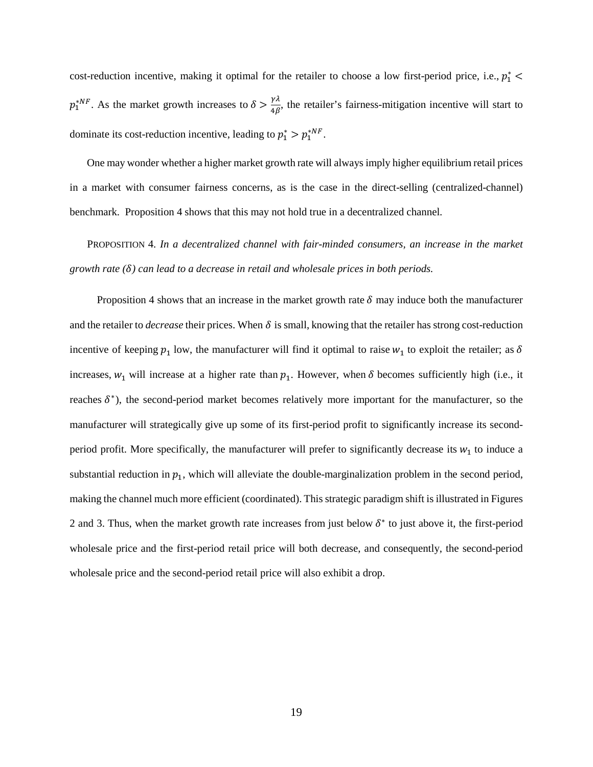cost-reduction incentive, making it optimal for the retailer to choose a low first-period price, i.e., $p_1^* < p_1^{*NF}$. As the market growth increases to $\delta > \frac{\gamma\lambda}{4\beta}$, the retailer's fairness-mitigation incentive will start to dominate its cost-reduction incentive, leading to $p_1^* > p_1^{*NF}$.

One may wonder whether a higher market growth rate will always imply higher equilibrium retail prices in a market with consumer fairness concerns, as is the case in the direct-selling (centralized-channel) benchmark. Proposition 4 shows that this may not hold true in a decentralized channel.

PROPOSITION 4. *In a decentralized channel with fair-minded consumers, an increase in the market growth rate ($\delta$) can lead to a decrease in retail and wholesale prices in both periods.*

Proposition 4 shows that an increase in the market growth rate $\delta$ may induce both the manufacturer and the retailer to *decrease* their prices. When $\delta$ is small, knowing that the retailer has strong cost-reduction incentive of keeping $p_1$ low, the manufacturer will find it optimal to raise $w_1$ to exploit the retailer; as $\delta$ increases, $w_1$ will increase at a higher rate than $p_1$. However, when $\delta$ becomes sufficiently high (i.e., it reaches $\delta^*$), the second-period market becomes relatively more important for the manufacturer, so the manufacturer will strategically give up some of its first-period profit to significantly increase its second-period profit. More specifically, the manufacturer will prefer to significantly decrease its $w_1$ to induce a substantial reduction in $p_1$, which will alleviate the double-marginalization problem in the second period, making the channel much more efficient (coordinated). This strategic paradigm shift is illustrated in Figures 2 and 3. Thus, when the market growth rate increases from just below $\delta^*$ to just above it, the first-period wholesale price and the first-period retail price will both decrease, and consequently, the second-period wholesale price and the second-period retail price will also exhibit a drop.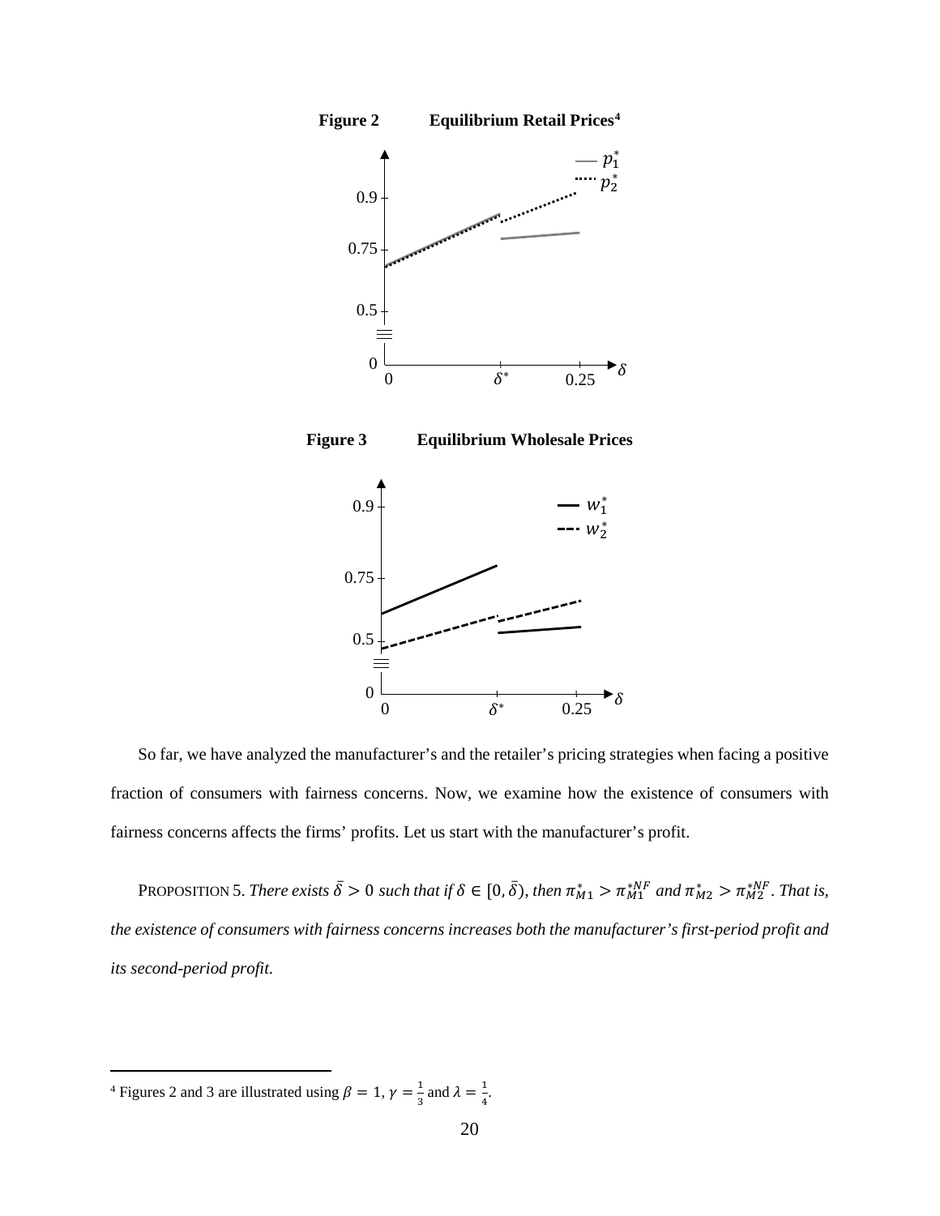**Figure 2 Equilibrium Retail Prices**[4]

**Figure 3 Equilibrium Wholesale Prices**

So far, we have analyzed the manufacturer's and the retailer's pricing strategies when facing a positive fraction of consumers with fairness concerns. Now, we examine how the existence of consumers with fairness concerns affects the firms' profits. Let us start with the manufacturer's profit.

PROPOSITION 5. *There exists $\bar{\delta} > 0$ such that if $\delta \in [0, \bar{\delta})$, then $\pi_{M1}^{*} > \pi_{M1}^{*NF}$ and $\pi_{M2}^{*} > \pi_{M2}^{*NF}$. That is, the existence of consumers with fairness concerns increases both the manufacturer's first-period profit and its second-period profit.*

[4] Figures 2 and 3 are illustrated using $\beta = 1$, $\gamma = \frac{1}{3}$ and $\lambda = \frac{1}{4}$.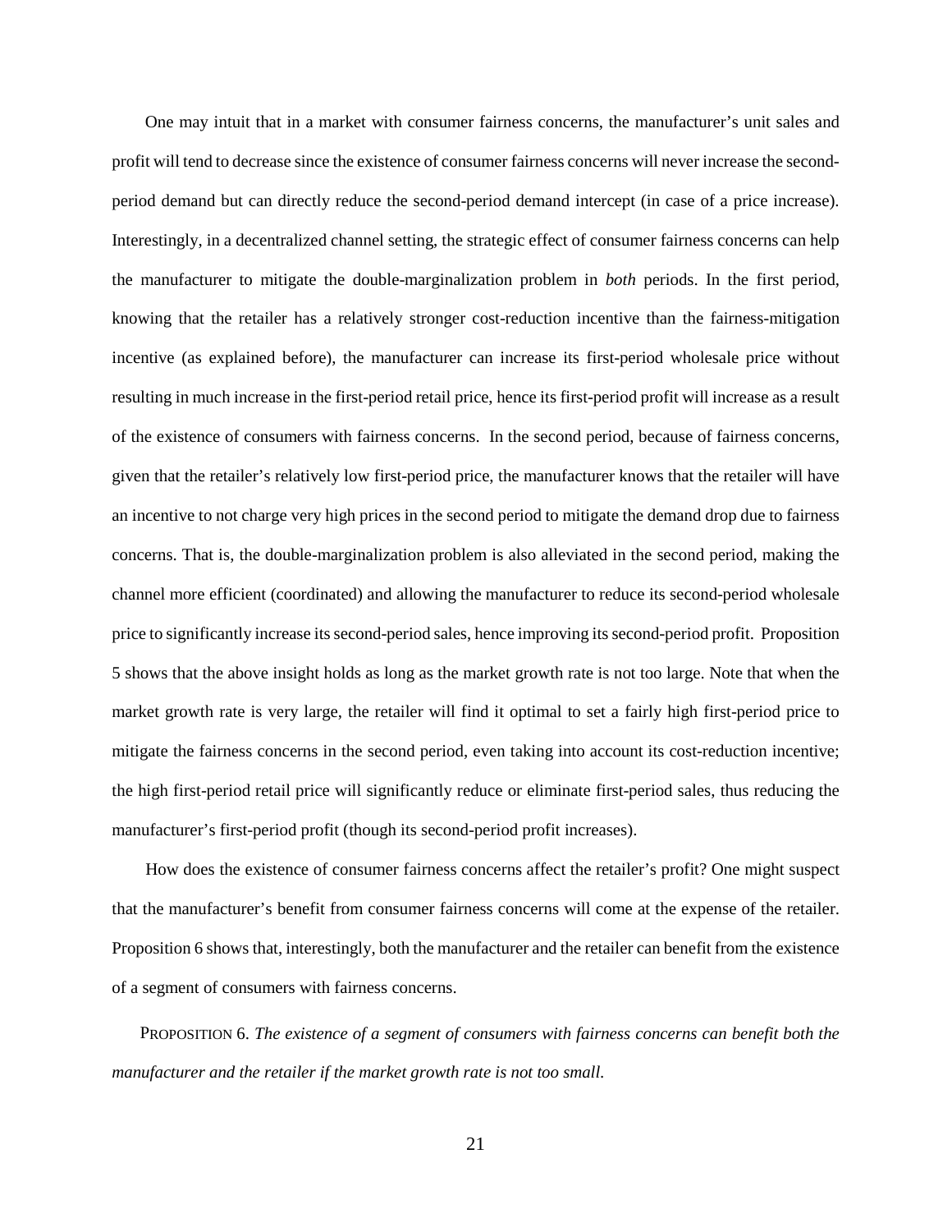One may intuit that in a market with consumer fairness concerns, the manufacturer's unit sales and profit will tend to decrease since the existence of consumer fairness concerns will never increase the second-period demand but can directly reduce the second-period demand intercept (in case of a price increase). Interestingly, in a decentralized channel setting, the strategic effect of consumer fairness concerns can help the manufacturer to mitigate the double-marginalization problem in *both* periods. In the first period, knowing that the retailer has a relatively stronger cost-reduction incentive than the fairness-mitigation incentive (as explained before), the manufacturer can increase its first-period wholesale price without resulting in much increase in the first-period retail price, hence its first-period profit will increase as a result of the existence of consumers with fairness concerns. In the second period, because of fairness concerns, given that the retailer's relatively low first-period price, the manufacturer knows that the retailer will have an incentive to not charge very high prices in the second period to mitigate the demand drop due to fairness concerns. That is, the double-marginalization problem is also alleviated in the second period, making the channel more efficient (coordinated) and allowing the manufacturer to reduce its second-period wholesale price to significantly increase its second-period sales, hence improving its second-period profit. Proposition 5 shows that the above insight holds as long as the market growth rate is not too large. Note that when the market growth rate is very large, the retailer will find it optimal to set a fairly high first-period price to mitigate the fairness concerns in the second period, even taking into account its cost-reduction incentive; the high first-period retail price will significantly reduce or eliminate first-period sales, thus reducing the manufacturer's first-period profit (though its second-period profit increases).

How does the existence of consumer fairness concerns affect the retailer's profit? One might suspect that the manufacturer's benefit from consumer fairness concerns will come at the expense of the retailer. Proposition 6 shows that, interestingly, both the manufacturer and the retailer can benefit from the existence of a segment of consumers with fairness concerns.

PROPOSITION 6. *The existence of a segment of consumers with fairness concerns can benefit both the manufacturer and the retailer if the market growth rate is not too small.*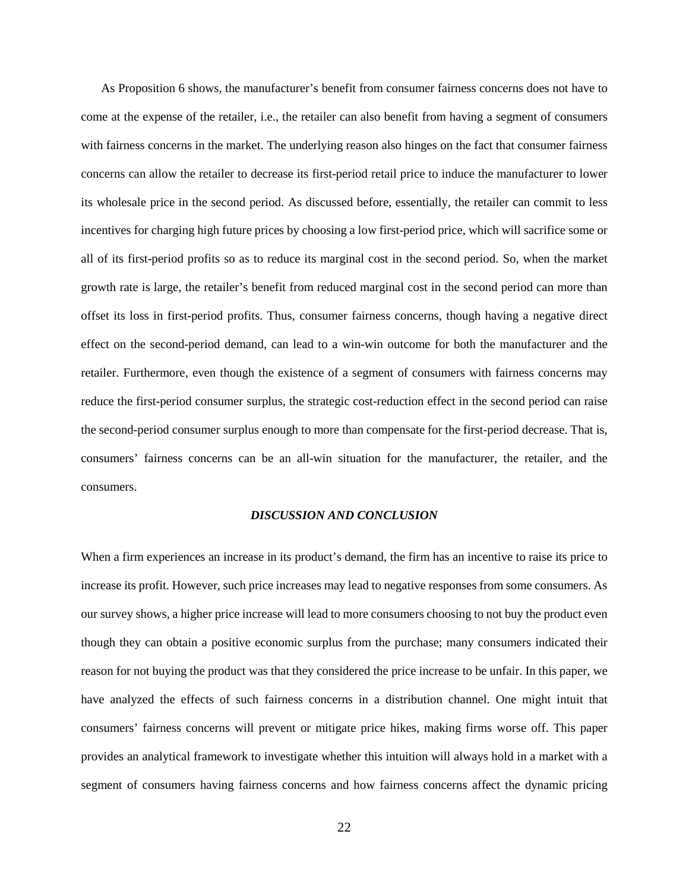As Proposition 6 shows, the manufacturer's benefit from consumer fairness concerns does not have to come at the expense of the retailer, i.e., the retailer can also benefit from having a segment of consumers with fairness concerns in the market. The underlying reason also hinges on the fact that consumer fairness concerns can allow the retailer to decrease its first-period retail price to induce the manufacturer to lower its wholesale price in the second period. As discussed before, essentially, the retailer can commit to less incentives for charging high future prices by choosing a low first-period price, which will sacrifice some or all of its first-period profits so as to reduce its marginal cost in the second period. So, when the market growth rate is large, the retailer's benefit from reduced marginal cost in the second period can more than offset its loss in first-period profits. Thus, consumer fairness concerns, though having a negative direct effect on the second-period demand, can lead to a win-win outcome for both the manufacturer and the retailer. Furthermore, even though the existence of a segment of consumers with fairness concerns may reduce the first-period consumer surplus, the strategic cost-reduction effect in the second period can raise the second-period consumer surplus enough to more than compensate for the first-period decrease. That is, consumers' fairness concerns can be an all-win situation for the manufacturer, the retailer, and the consumers.

## *DISCUSSION AND CONCLUSION*

When a firm experiences an increase in its product's demand, the firm has an incentive to raise its price to increase its profit. However, such price increases may lead to negative responses from some consumers. As our survey shows, a higher price increase will lead to more consumers choosing to not buy the product even though they can obtain a positive economic surplus from the purchase; many consumers indicated their reason for not buying the product was that they considered the price increase to be unfair. In this paper, we have analyzed the effects of such fairness concerns in a distribution channel. One might intuit that consumers' fairness concerns will prevent or mitigate price hikes, making firms worse off. This paper provides an analytical framework to investigate whether this intuition will always hold in a market with a segment of consumers having fairness concerns and how fairness concerns affect the dynamic pricing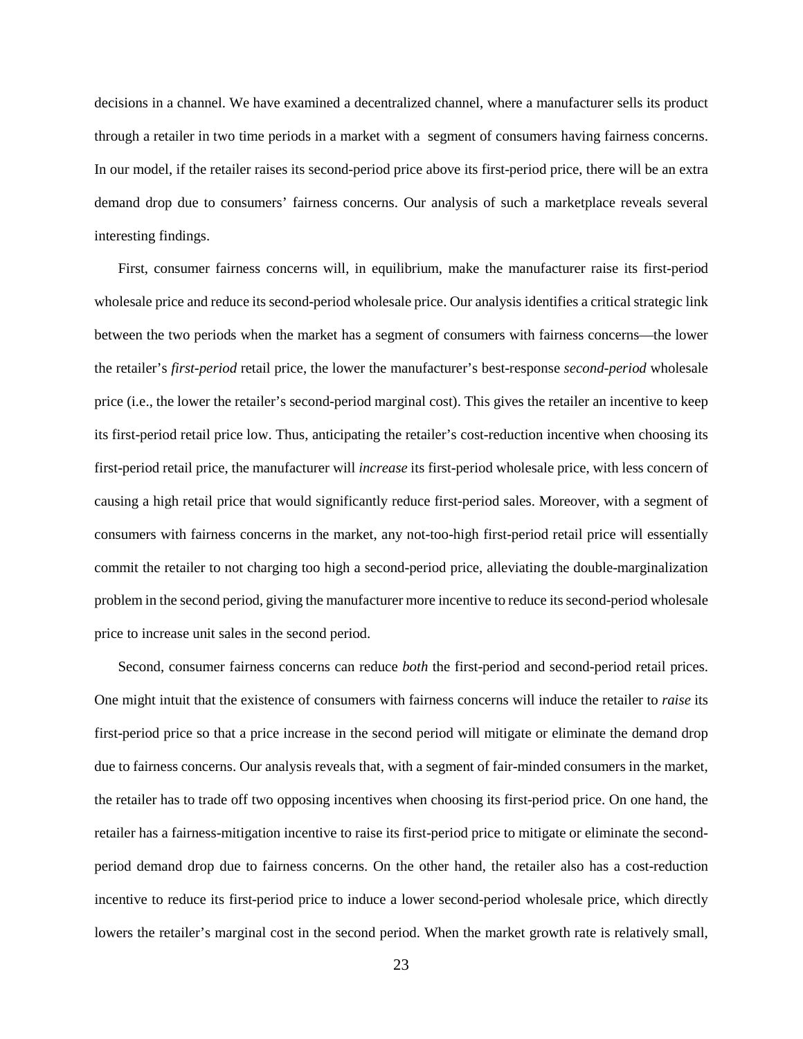decisions in a channel. We have examined a decentralized channel, where a manufacturer sells its product through a retailer in two time periods in a market with a segment of consumers having fairness concerns. In our model, if the retailer raises its second-period price above its first-period price, there will be an extra demand drop due to consumers' fairness concerns. Our analysis of such a marketplace reveals several interesting findings.

First, consumer fairness concerns will, in equilibrium, make the manufacturer raise its first-period wholesale price and reduce its second-period wholesale price. Our analysis identifies a critical strategic link between the two periods when the market has a segment of consumers with fairness concerns—the lower the retailer's *first-period* retail price, the lower the manufacturer's best-response *second-period* wholesale price (i.e., the lower the retailer's second-period marginal cost). This gives the retailer an incentive to keep its first-period retail price low. Thus, anticipating the retailer's cost-reduction incentive when choosing its first-period retail price, the manufacturer will *increase* its first-period wholesale price, with less concern of causing a high retail price that would significantly reduce first-period sales. Moreover, with a segment of consumers with fairness concerns in the market, any not-too-high first-period retail price will essentially commit the retailer to not charging too high a second-period price, alleviating the double-marginalization problem in the second period, giving the manufacturer more incentive to reduce its second-period wholesale price to increase unit sales in the second period.

Second, consumer fairness concerns can reduce *both* the first-period and second-period retail prices. One might intuit that the existence of consumers with fairness concerns will induce the retailer to *raise* its first-period price so that a price increase in the second period will mitigate or eliminate the demand drop due to fairness concerns. Our analysis reveals that, with a segment of fair-minded consumers in the market, the retailer has to trade off two opposing incentives when choosing its first-period price. On one hand, the retailer has a fairness-mitigation incentive to raise its first-period price to mitigate or eliminate the second-period demand drop due to fairness concerns. On the other hand, the retailer also has a cost-reduction incentive to reduce its first-period price to induce a lower second-period wholesale price, which directly lowers the retailer's marginal cost in the second period. When the market growth rate is relatively small,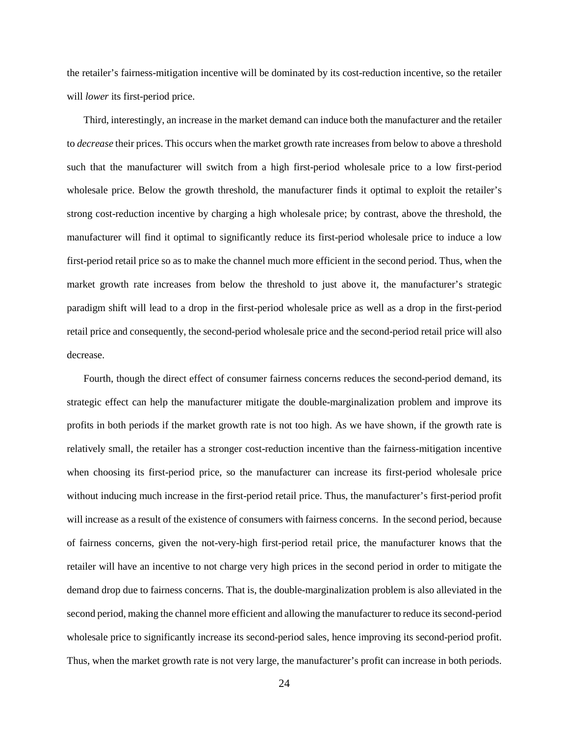the retailer's fairness-mitigation incentive will be dominated by its cost-reduction incentive, so the retailer will *lower* its first-period price.

Third, interestingly, an increase in the market demand can induce both the manufacturer and the retailer to *decrease* their prices. This occurs when the market growth rate increases from below to above a threshold such that the manufacturer will switch from a high first-period wholesale price to a low first-period wholesale price. Below the growth threshold, the manufacturer finds it optimal to exploit the retailer's strong cost-reduction incentive by charging a high wholesale price; by contrast, above the threshold, the manufacturer will find it optimal to significantly reduce its first-period wholesale price to induce a low first-period retail price so as to make the channel much more efficient in the second period. Thus, when the market growth rate increases from below the threshold to just above it, the manufacturer's strategic paradigm shift will lead to a drop in the first-period wholesale price as well as a drop in the first-period retail price and consequently, the second-period wholesale price and the second-period retail price will also decrease.

Fourth, though the direct effect of consumer fairness concerns reduces the second-period demand, its strategic effect can help the manufacturer mitigate the double-marginalization problem and improve its profits in both periods if the market growth rate is not too high. As we have shown, if the growth rate is relatively small, the retailer has a stronger cost-reduction incentive than the fairness-mitigation incentive when choosing its first-period price, so the manufacturer can increase its first-period wholesale price without inducing much increase in the first-period retail price. Thus, the manufacturer's first-period profit will increase as a result of the existence of consumers with fairness concerns. In the second period, because of fairness concerns, given the not-very-high first-period retail price, the manufacturer knows that the retailer will have an incentive to not charge very high prices in the second period in order to mitigate the demand drop due to fairness concerns. That is, the double-marginalization problem is also alleviated in the second period, making the channel more efficient and allowing the manufacturer to reduce its second-period wholesale price to significantly increase its second-period sales, hence improving its second-period profit. Thus, when the market growth rate is not very large, the manufacturer's profit can increase in both periods.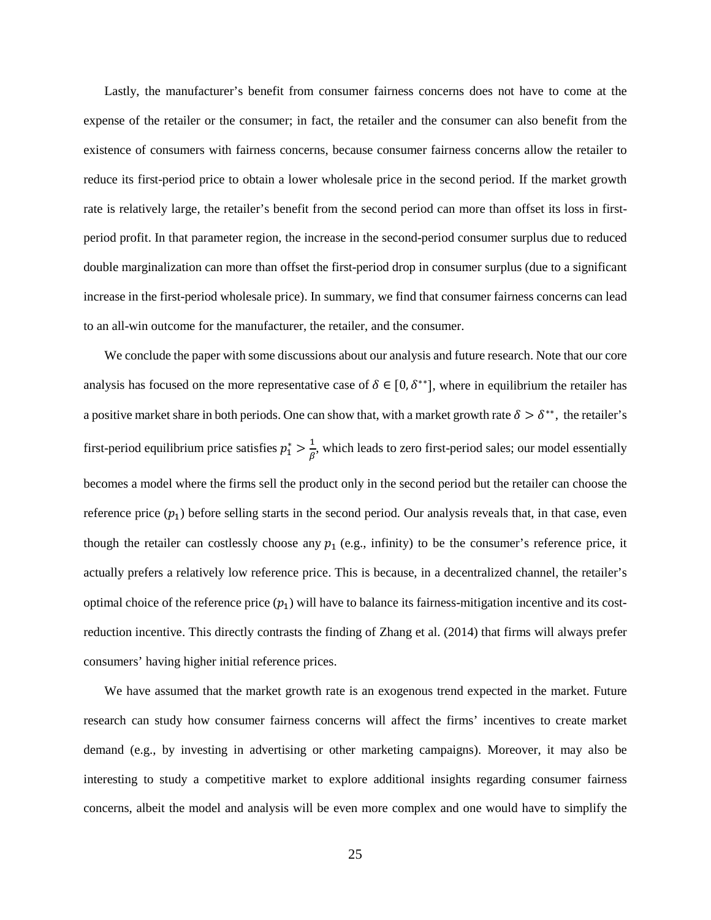Lastly, the manufacturer's benefit from consumer fairness concerns does not have to come at the expense of the retailer or the consumer; in fact, the retailer and the consumer can also benefit from the existence of consumers with fairness concerns, because consumer fairness concerns allow the retailer to reduce its first-period price to obtain a lower wholesale price in the second period. If the market growth rate is relatively large, the retailer's benefit from the second period can more than offset its loss in first-period profit. In that parameter region, the increase in the second-period consumer surplus due to reduced double marginalization can more than offset the first-period drop in consumer surplus (due to a significant increase in the first-period wholesale price). In summary, we find that consumer fairness concerns can lead to an all-win outcome for the manufacturer, the retailer, and the consumer.

We conclude the paper with some discussions about our analysis and future research. Note that our core analysis has focused on the more representative case of $\delta \in [0, \delta^{**}]$, where in equilibrium the retailer has a positive market share in both periods. One can show that, with a market growth rate $\delta > \delta^{**}$, the retailer's first-period equilibrium price satisfies $p_1^* > \frac{1}{\beta}$, which leads to zero first-period sales; our model essentially becomes a model where the firms sell the product only in the second period but the retailer can choose the reference price ($p_1$) before selling starts in the second period. Our analysis reveals that, in that case, even though the retailer can costlessly choose any $p_1$ (e.g., infinity) to be the consumer's reference price, it actually prefers a relatively low reference price. This is because, in a decentralized channel, the retailer's optimal choice of the reference price ($p_1$) will have to balance its fairness-mitigation incentive and its cost-reduction incentive. This directly contrasts the finding of Zhang et al. (2014) that firms will always prefer consumers' having higher initial reference prices.

We have assumed that the market growth rate is an exogenous trend expected in the market. Future research can study how consumer fairness concerns will affect the firms' incentives to create market demand (e.g., by investing in advertising or other marketing campaigns). Moreover, it may also be interesting to study a competitive market to explore additional insights regarding consumer fairness concerns, albeit the model and analysis will be even more complex and one would have to simplify the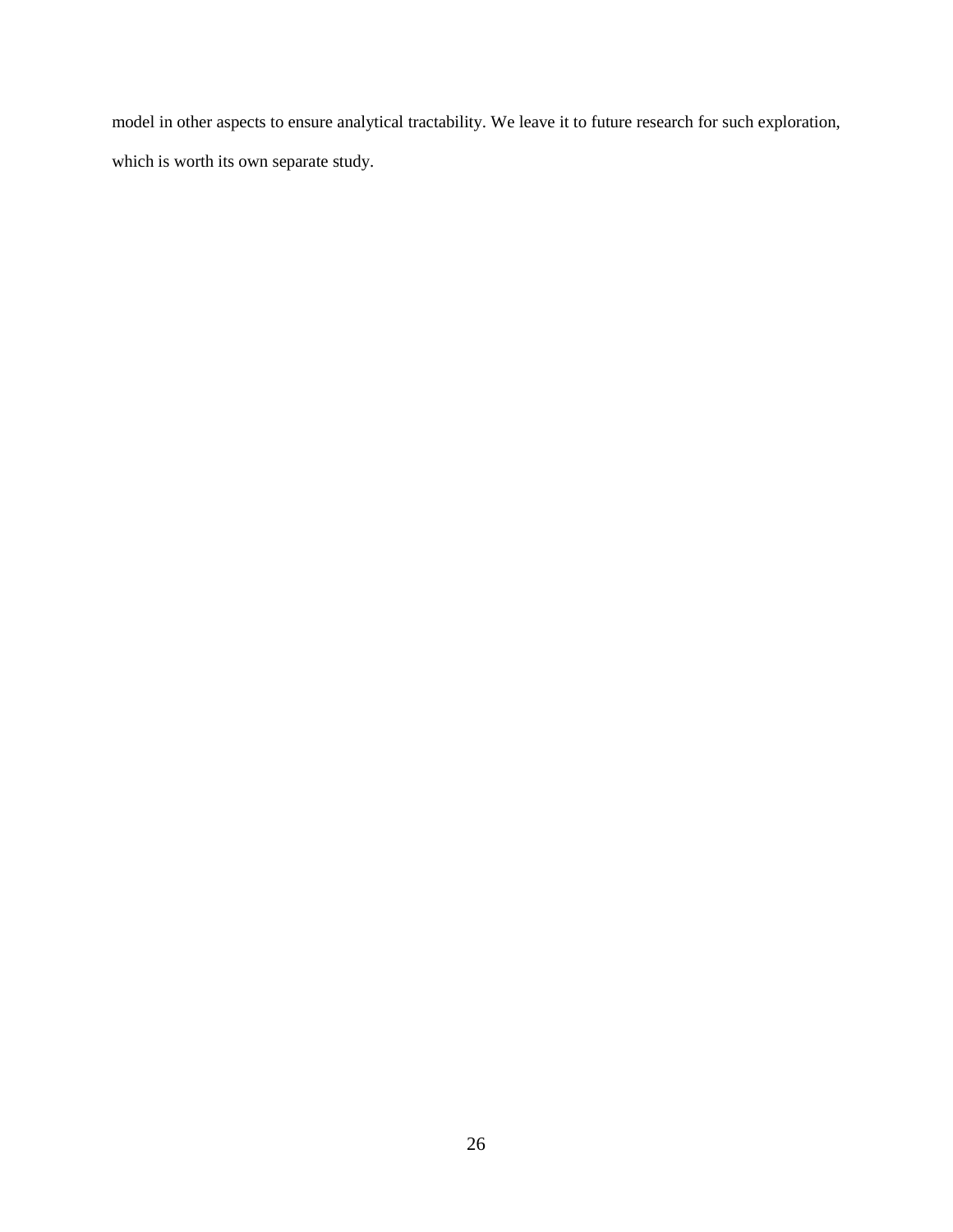model in other aspects to ensure analytical tractability. We leave it to future research for such exploration, which is worth its own separate study.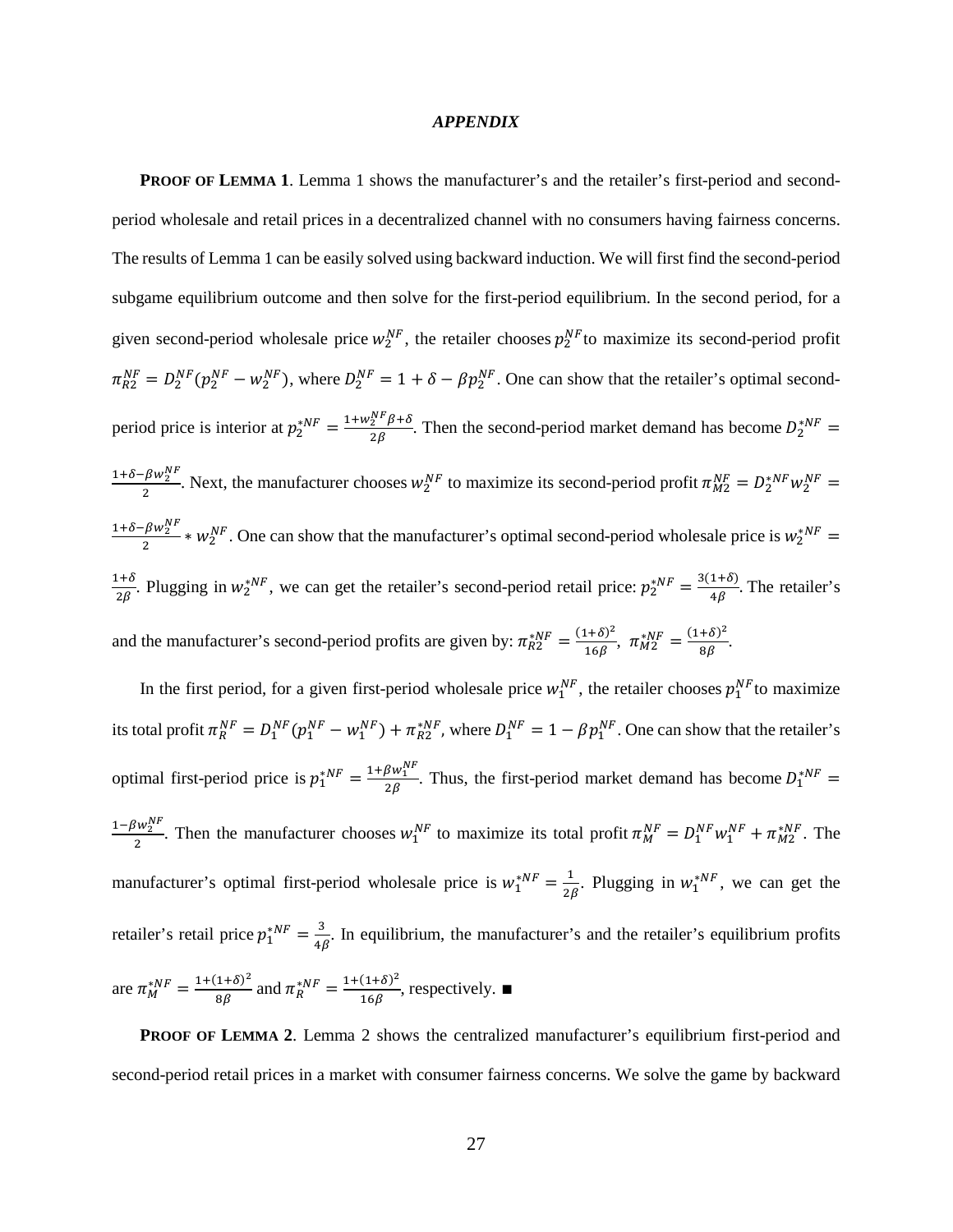## *APPENDIX*

**PROOF OF LEMMA 1**. Lemma 1 shows the manufacturer's and the retailer's first-period and second-period wholesale and retail prices in a decentralized channel with no consumers having fairness concerns. The results of Lemma 1 can be easily solved using backward induction. We will first find the second-period subgame equilibrium outcome and then solve for the first-period equilibrium. In the second period, for a given second-period wholesale price $w_2^{NF}$, the retailer chooses $p_2^{NF}$ to maximize its second-period profit $\pi_{R2}^{NF} = D_2^{NF}(p_2^{NF} - w_2^{NF})$, where $D_2^{NF} = 1 + \delta - \beta p_2^{NF}$. One can show that the retailer's optimal second-period price is interior at $p_2^{*NF} = \frac{1+w_2^{NF}\beta+\delta}{2\beta}$. Then the second-period market demand has become $D_2^{*NF} = \frac{1+\delta-\beta w_2^{NF}}{2}$. Next, the manufacturer chooses $w_2^{NF}$ to maximize its second-period profit $\pi_{M2}^{NF} = D_2^{*NF} w_2^{NF} = \frac{1+\delta-\beta w_2^{NF}}{2} * w_2^{NF}$. One can show that the manufacturer's optimal second-period wholesale price is $w_2^{*NF} = \frac{1+\delta}{2\beta}$. Plugging in $w_2^{*NF}$, we can get the retailer's second-period retail price: $p_2^{*NF} = \frac{3(1+\delta)}{4\beta}$. The retailer's and the manufacturer's second-period profits are given by: $\pi_{R2}^{*NF} = \frac{(1+\delta)^2}{16\beta}$, $\pi_{M2}^{*NF} = \frac{(1+\delta)^2}{8\beta}$.

In the first period, for a given first-period wholesale price $w_1^{NF}$, the retailer chooses $p_1^{NF}$ to maximize its total profit $\pi_R^{NF} = D_1^{NF}(p_1^{NF} - w_1^{NF}) + \pi_{R2}^{*NF}$, where $D_1^{NF} = 1 - \beta p_1^{NF}$. One can show that the retailer's optimal first-period price is $p_1^{*NF} = \frac{1+\beta w_1^{NF}}{2\beta}$. Thus, the first-period market demand has become $D_1^{*NF} = \frac{1-\beta w_2^{NF}}{2}$. Then the manufacturer chooses $w_1^{NF}$ to maximize its total profit $\pi_M^{NF} = D_1^{NF} w_1^{NF} + \pi_{M2}^{*NF}$. The manufacturer's optimal first-period wholesale price is $w_1^{*NF} = \frac{1}{2\beta}$. Plugging in $w_1^{*NF}$, we can get the retailer's retail price $p_1^{*NF} = \frac{3}{4\beta}$. In equilibrium, the manufacturer's and the retailer's equilibrium profits are $\pi_M^{*NF} = \frac{1+(1+\delta)^2}{8\beta}$ and $\pi_R^{*NF} = \frac{1+(1+\delta)^2}{16\beta}$, respectively. ■

**PROOF OF LEMMA 2**. Lemma 2 shows the centralized manufacturer's equilibrium first-period and second-period retail prices in a market with consumer fairness concerns. We solve the game by backward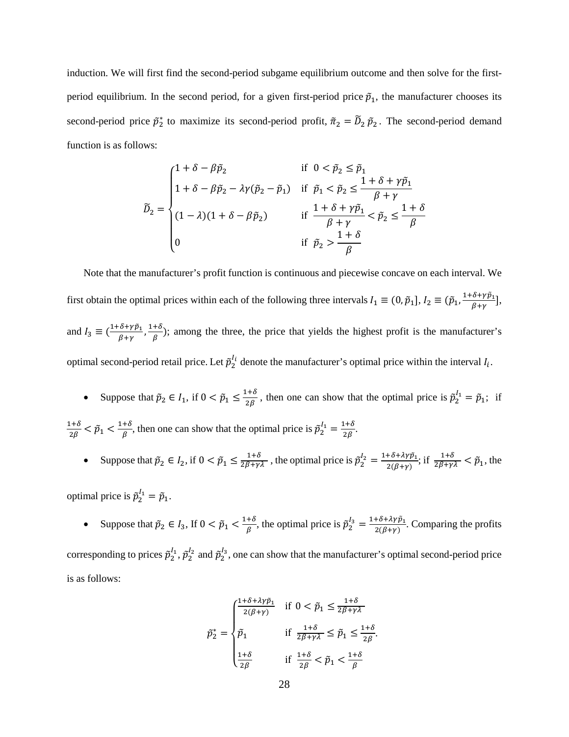induction. We will first find the second-period subgame equilibrium outcome and then solve for the first-period equilibrium. In the second period, for a given first-period price $\tilde{p}_1$, the manufacturer chooses its second-period price $\tilde{p}_2^*$ to maximize its second-period profit, $\tilde{\pi}_2 = \widetilde{D}_2\,\tilde{p}_2$. The second-period demand function is as follows:

$$
\widetilde{D}_2 = \begin{cases} 1+\delta-\beta\tilde{p}_2 & \text{if } \ 0<\tilde{p}_2\leq\tilde{p}_1 \\ 1+\delta-\beta\tilde{p}_2-\lambda\gamma(\tilde{p}_2-\tilde{p}_1) & \text{if } \ \tilde{p}_1<\tilde{p}_2\leq\dfrac{1+\delta+\gamma\tilde{p}_1}{\beta+\gamma} \\ (1-\lambda)(1+\delta-\beta\tilde{p}_2) & \text{if } \ \dfrac{1+\delta+\gamma\tilde{p}_1}{\beta+\gamma}<\tilde{p}_2\leq\dfrac{1+\delta}{\beta} \\ 0 & \text{if } \ \tilde{p}_2>\dfrac{1+\delta}{\beta} \end{cases}
$$

Note that the manufacturer's profit function is continuous and piecewise concave on each interval. We first obtain the optimal prices within each of the following three intervals $I_1 \equiv (0,\tilde{p}_1]$, $I_2 \equiv (\tilde{p}_1, \frac{1+\delta+\gamma\tilde{p}_1}{\beta+\gamma}]$, and $I_3 \equiv (\frac{1+\delta+\gamma\tilde{p}_1}{\beta+\gamma}, \frac{1+\delta}{\beta})$; among the three, the price that yields the highest profit is the manufacturer's optimal second-period retail price. Let $\tilde{p}_2^{I_i}$ denote the manufacturer's optimal price within the interval $I_i$.

- Suppose that $\tilde{p}_2 \in I_1$, if $0<\tilde{p}_1\leq\frac{1+\delta}{2\beta}$, then one can show that the optimal price is $\tilde{p}_2^{I_1}=\tilde{p}_1$; if $\frac{1+\delta}{2\beta}<\tilde{p}_1<\frac{1+\delta}{\beta}$, then one can show that the optimal price is $\tilde{p}_2^{I_1}=\frac{1+\delta}{2\beta}$.

- Suppose that $\tilde{p}_2 \in I_2$, if $0<\tilde{p}_1\leq\frac{1+\delta}{2\beta+\gamma\lambda}$, the optimal price is $\tilde{p}_2^{I_2}=\frac{1+\delta+\lambda\gamma\tilde{p}_1}{2(\beta+\gamma)}$; if $\frac{1+\delta}{2\beta+\gamma\lambda}<\tilde{p}_1$, the optimal price is $\tilde{p}_2^{I_1}=\tilde{p}_1$.

- Suppose that $\tilde{p}_2 \in I_3$, If $0<\tilde{p}_1<\frac{1+\delta}{\beta}$, the optimal price is $\tilde{p}_2^{I_3}=\frac{1+\delta+\lambda\gamma\tilde{p}_1}{2(\beta+\gamma)}$. Comparing the profits corresponding to prices $\tilde{p}_2^{I_1}$, $\tilde{p}_2^{I_2}$ and $\tilde{p}_2^{I_3}$, one can show that the manufacturer's optimal second-period price is as follows:

$$
\tilde{p}_2^* = \begin{cases} \frac{1+\delta+\lambda\gamma\tilde{p}_1}{2(\beta+\gamma)} & \text{if } \ 0<\tilde{p}_1\leq\frac{1+\delta}{2\beta+\gamma\lambda} \\ \tilde{p}_1 & \text{if } \ \frac{1+\delta}{2\beta+\gamma\lambda}\leq\tilde{p}_1\leq\frac{1+\delta}{2\beta} \\ \frac{1+\delta}{2\beta} & \text{if } \ \frac{1+\delta}{2\beta}<\tilde{p}_1<\frac{1+\delta}{\beta} \end{cases}.
$$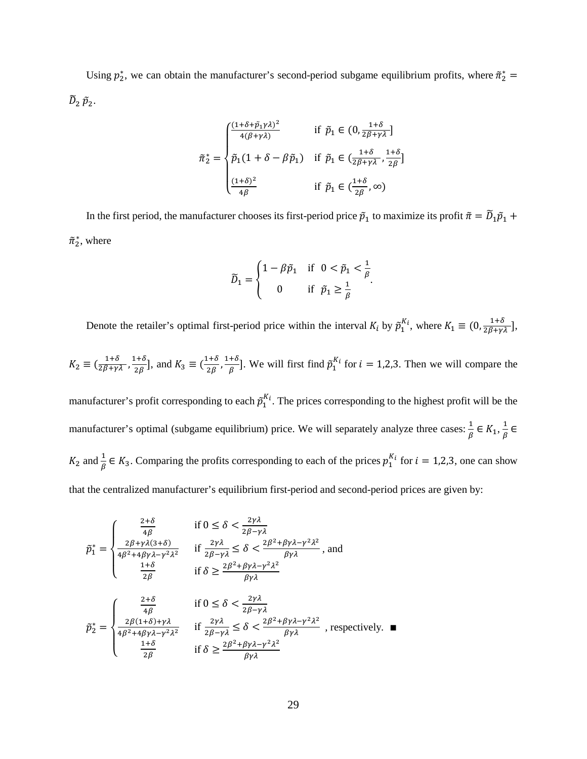Using $p_2^*$, we can obtain the manufacturer's second-period subgame equilibrium profits, where $\tilde{\pi}_2^* = \widetilde{D}_2 \, \tilde{p}_2$.

$$\tilde{\pi}_2^* = \begin{cases} \frac{(1+\delta+\tilde{p}_1\gamma\lambda)^2}{4(\beta+\gamma\lambda)} & \text{if } \tilde{p}_1 \in (0, \frac{1+\delta}{2\beta+\gamma\lambda}] \\ \tilde{p}_1(1+\delta-\beta\tilde{p}_1) & \text{if } \tilde{p}_1 \in (\frac{1+\delta}{2\beta+\gamma\lambda}, \frac{1+\delta}{2\beta}] \\ \frac{(1+\delta)^2}{4\beta} & \text{if } \tilde{p}_1 \in (\frac{1+\delta}{2\beta}, \infty) \end{cases}$$

In the first period, the manufacturer chooses its first-period price $\tilde{p}_1$ to maximize its profit $\tilde{\pi} = \widetilde{D}_1\tilde{p}_1 + \tilde{\pi}_2^*$, where

$$\widetilde{D}_1 = \begin{cases} 1-\beta\tilde{p}_1 & \text{if } \; 0 < \tilde{p}_1 < \frac{1}{\beta} \\ 0 & \text{if } \; \tilde{p}_1 \geq \frac{1}{\beta} \end{cases}.$$

Denote the retailer's optimal first-period price within the interval $K_i$ by $\tilde{p}_1^{K_i}$, where $K_1 \equiv (0, \frac{1+\delta}{2\beta+\gamma\lambda}]$, $K_2 \equiv (\frac{1+\delta}{2\beta+\gamma\lambda}, \frac{1+\delta}{2\beta}]$, and $K_3 \equiv (\frac{1+\delta}{2\beta}, \frac{1+\delta}{\beta}]$. We will first find $\tilde{p}_1^{K_i}$ for $i = 1,2,3$. Then we will compare the manufacturer's profit corresponding to each $\tilde{p}_1^{K_i}$. The prices corresponding to the highest profit will be the manufacturer's optimal (subgame equilibrium) price. We will separately analyze three cases: $\frac{1}{\beta} \in K_1$, $\frac{1}{\beta} \in K_2$ and $\frac{1}{\beta} \in K_3$. Comparing the profits corresponding to each of the prices $p_1^{K_i}$ for $i = 1,2,3$, one can show that the centralized manufacturer's equilibrium first-period and second-period prices are given by:

$$\tilde{p}_1^* = \begin{cases} \frac{2+\delta}{4\beta} & \text{if } 0 \leq \delta < \frac{2\gamma\lambda}{2\beta-\gamma\lambda} \\ \frac{2\beta+\gamma\lambda(3+\delta)}{4\beta^2+4\beta\gamma\lambda-\gamma^2\lambda^2} & \text{if } \frac{2\gamma\lambda}{2\beta-\gamma\lambda} \leq \delta < \frac{2\beta^2+\beta\gamma\lambda-\gamma^2\lambda^2}{\beta\gamma\lambda} \\ \frac{1+\delta}{2\beta} & \text{if } \delta \geq \frac{2\beta^2+\beta\gamma\lambda-\gamma^2\lambda^2}{\beta\gamma\lambda} \end{cases}, \text{ and}$$

$$\tilde{p}_2^* = \begin{cases} \frac{2+\delta}{4\beta} & \text{if } 0 \leq \delta < \frac{2\gamma\lambda}{2\beta-\gamma\lambda} \\ \frac{2\beta(1+\delta)+\gamma\lambda}{4\beta^2+4\beta\gamma\lambda-\gamma^2\lambda^2} & \text{if } \frac{2\gamma\lambda}{2\beta-\gamma\lambda} \leq \delta < \frac{2\beta^2+\beta\gamma\lambda-\gamma^2\lambda^2}{\beta\gamma\lambda} \\ \frac{1+\delta}{2\beta} & \text{if } \delta \geq \frac{2\beta^2+\beta\gamma\lambda-\gamma^2\lambda^2}{\beta\gamma\lambda} \end{cases}, \text{ respectively. } \blacksquare$$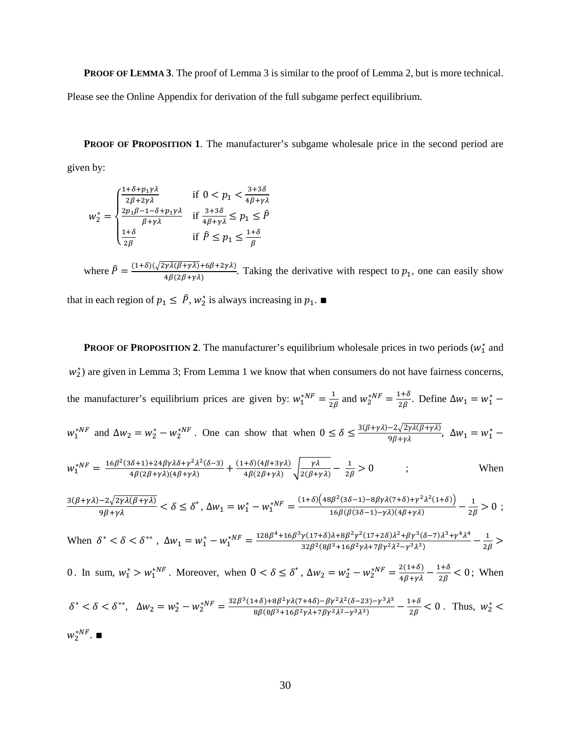**PROOF OF LEMMA 3**. The proof of Lemma 3 is similar to the proof of Lemma 2, but is more technical. Please see the Online Appendix for derivation of the full subgame perfect equilibrium.

**PROOF OF PROPOSITION 1**. The manufacturer's subgame wholesale price in the second period are given by:

$$w_2^* = \begin{cases} \frac{1+\delta+p_1\gamma\lambda}{2\beta+2\gamma\lambda} & \text{if } 0 < p_1 < \frac{3+3\delta}{4\beta+\gamma\lambda} \\ \frac{2p_1\beta-1-\delta+p_1\gamma\lambda}{\beta+\gamma\lambda} & \text{if } \frac{3+3\delta}{4\beta+\gamma\lambda} \le p_1 \le \hat{P} \\ \frac{1+\delta}{2\beta} & \text{if } \hat{P} \le p_1 \le \frac{1+\delta}{\beta} \end{cases}$$

where $\hat{P} = \frac{(1+\delta)(\sqrt{2\gamma\lambda(\beta+\gamma\lambda)}+6\beta+2\gamma\lambda)}{4\beta(2\beta+\gamma\lambda)}$. Taking the derivative with respect to $p_1$, one can easily show that in each region of $p_1 \le \hat{P}$, $w_2^*$ is always increasing in $p_1$. ■

**PROOF OF PROPOSITION 2**. The manufacturer's equilibrium wholesale prices in two periods ($w_1^*$ and $w_2^*$) are given in Lemma 3; From Lemma 1 we know that when consumers do not have fairness concerns, the manufacturer's equilibrium prices are given by: $w_1^{*NF} = \frac{1}{2\beta}$ and $w_2^{*NF} = \frac{1+\delta}{2\beta}$. Define $\Delta w_1 = w_1^* - w_1^{*NF}$ and $\Delta w_2 = w_2^* - w_2^{*NF}$. One can show that when $0 \le \delta \le \frac{3(\beta+\gamma\lambda)-2\sqrt{2\gamma\lambda(\beta+\gamma\lambda)}}{9\beta+\gamma\lambda}$, $\Delta w_1 = w_1^* - w_1^{*NF} = \frac{16\beta^2(3\delta+1)+24\beta\gamma\lambda\delta+\gamma^2\lambda^2(\delta-3)}{4\beta(2\beta+\gamma\lambda)(4\beta+\gamma\lambda)} + \frac{(1+\delta)(4\beta+3\gamma\lambda)}{4\beta(2\beta+\gamma\lambda)}\sqrt{\frac{\gamma\lambda}{2(\beta+\gamma\lambda)}} - \frac{1}{2\beta} > 0$ ; When $\frac{3(\beta+\gamma\lambda)-2\sqrt{2\gamma\lambda(\beta+\gamma\lambda)}}{9\beta+\gamma\lambda} < \delta \le \delta^*$, $\Delta w_1 = w_1^* - w_1^{*NF} = \frac{(1+\delta)\left(48\beta^2(3\delta-1)-8\beta\gamma\lambda(7+\delta)+\gamma^2\lambda^2(1+\delta)\right)}{16\beta(\beta(3\delta-1)-\gamma\lambda)(4\beta+\gamma\lambda)} - \frac{1}{2\beta} > 0$ ; When $\delta^* < \delta < \delta^{**}$, $\Delta w_1 = w_1^* - w_1^{*NF} = \frac{128\beta^4+16\beta^3\gamma(17+\delta)\lambda+8\beta^2\gamma^2(17+2\delta)\lambda^2+\beta\gamma^3(\delta-7)\lambda^3+\gamma^4\lambda^4}{32\beta^2(8\beta^3+16\beta^2\gamma\lambda+7\beta\gamma^2\lambda^2-\gamma^3\lambda^3)} - \frac{1}{2\beta} > 0$. In sum, $w_1^* > w_1^{*NF}$. Moreover, when $0 < \delta \le \delta^*$, $\Delta w_2 = w_2^* - w_2^{*NF} = \frac{2(1+\delta)}{4\beta+\gamma\lambda} - \frac{1+\delta}{2\beta} < 0$; When $\delta^* < \delta < \delta^{**}$, $\Delta w_2 = w_2^* - w_2^{*NF} = \frac{32\beta^3(1+\delta)+8\beta^2\gamma\lambda(7+4\delta)-\beta\gamma^2\lambda^2(\delta-23)-\gamma^3\lambda^3}{8\beta(8\beta^3+16\beta^2\gamma\lambda+7\beta\gamma^2\lambda^2-\gamma^3\lambda^3)} - \frac{1+\delta}{2\beta} < 0$. Thus, $w_2^* < w_2^{*NF}$. ■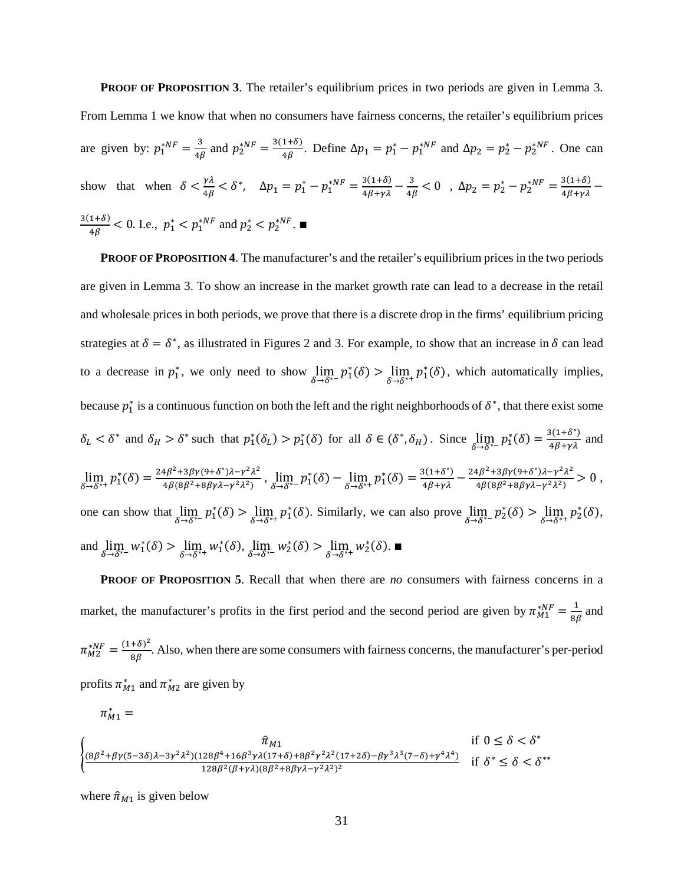**PROOF OF PROPOSITION 3**. The retailer's equilibrium prices in two periods are given in Lemma 3. From Lemma 1 we know that when no consumers have fairness concerns, the retailer's equilibrium prices are given by: $p_1^{*NF} = \frac{3}{4\beta}$ and $p_2^{*NF} = \frac{3(1+\delta)}{4\beta}$. Define $\Delta p_1 = p_1^* - p_1^{*NF}$ and $\Delta p_2 = p_2^* - p_2^{*NF}$. One can show that when $\delta < \frac{\gamma\lambda}{4\beta} < \delta^*$, $\Delta p_1 = p_1^* - p_1^{*NF} = \frac{3(1+\delta)}{4\beta+\gamma\lambda} - \frac{3}{4\beta} < 0$ , $\Delta p_2 = p_2^* - p_2^{*NF} = \frac{3(1+\delta)}{4\beta+\gamma\lambda} - \frac{3(1+\delta)}{4\beta} < 0$. I.e., $p_1^* < p_1^{*NF}$ and $p_2^* < p_2^{*NF}$. ■

**PROOF OF PROPOSITION 4**. The manufacturer's and the retailer's equilibrium prices in the two periods are given in Lemma 3. To show an increase in the market growth rate can lead to a decrease in the retail and wholesale prices in both periods, we prove that there is a discrete drop in the firms' equilibrium pricing strategies at $\delta = \delta^*$, as illustrated in Figures 2 and 3. For example, to show that an increase in $\delta$ can lead to a decrease in $p_1^*$, we only need to show $\lim_{\delta \to \delta^{*-}} p_1^*(\delta) > \lim_{\delta \to \delta^{*+}} p_1^*(\delta)$, which automatically implies, because $p_1^*$ is a continuous function on both the left and the right neighborhoods of $\delta^*$, that there exist some $\delta_L < \delta^*$ and $\delta_H > \delta^*$ such that $p_1^*(\delta_L) > p_1^*(\delta)$ for all $\delta \in (\delta^*, \delta_H)$. Since $\lim_{\delta \to \delta^{*-}} p_1^*(\delta) = \frac{3(1+\delta^*)}{4\beta+\gamma\lambda}$ and $\lim_{\delta \to \delta^{*+}} p_1^*(\delta) = \frac{24\beta^2+3\beta\gamma(9+\delta^*)\lambda-\gamma^2\lambda^2}{4\beta(8\beta^2+8\beta\gamma\lambda-\gamma^2\lambda^2)}$ , $\lim_{\delta \to \delta^{*-}} p_1^*(\delta) - \lim_{\delta \to \delta^{*+}} p_1^*(\delta) = \frac{3(1+\delta^*)}{4\beta+\gamma\lambda} - \frac{24\beta^2+3\beta\gamma(9+\delta^*)\lambda-\gamma^2\lambda^2}{4\beta(8\beta^2+8\beta\gamma\lambda-\gamma^2\lambda^2)} > 0$ , one can show that $\lim_{\delta \to \delta^{*-}} p_1^*(\delta) > \lim_{\delta \to \delta^{*+}} p_1^*(\delta)$. Similarly, we can also prove $\lim_{\delta \to \delta^{*-}} p_2^*(\delta) > \lim_{\delta \to \delta^{*+}} p_2^*(\delta)$, and $\lim_{\delta \to \delta^{*-}} w_1^*(\delta) > \lim_{\delta \to \delta^{*+}} w_1^*(\delta)$, $\lim_{\delta \to \delta^{*-}} w_2^*(\delta) > \lim_{\delta \to \delta^{*+}} w_2^*(\delta)$. ■

**PROOF OF PROPOSITION 5**. Recall that when there are *no* consumers with fairness concerns in a market, the manufacturer's profits in the first period and the second period are given by $\pi_{M1}^{*NF} = \frac{1}{8\beta}$ and $\pi_{M2}^{*NF} = \frac{(1+\delta)^2}{8\beta}$. Also, when there are some consumers with fairness concerns, the manufacturer's per-period profits $\pi_{M1}^*$ and $\pi_{M2}^*$ are given by

$$\pi_{M1}^* = \begin{cases} \hat{\pi}_{M1} & \text{if } 0 \le \delta < \delta^* \\ \frac{(8\beta^2+\beta\gamma(5-3\delta)\lambda-3\gamma^2\lambda^2)(128\beta^4+16\beta^3\gamma\lambda(17+\delta)+8\beta^2\gamma^2\lambda^2(17+2\delta)-\beta\gamma^3\lambda^3(7-\delta)+\gamma^4\lambda^4)}{128\beta^2(\beta+\gamma\lambda)(8\beta^2+8\beta\gamma\lambda-\gamma^2\lambda^2)^2} & \text{if } \delta^* \le \delta < \delta^{**} \end{cases}$$

where $\hat{\pi}_{M1}$ is given below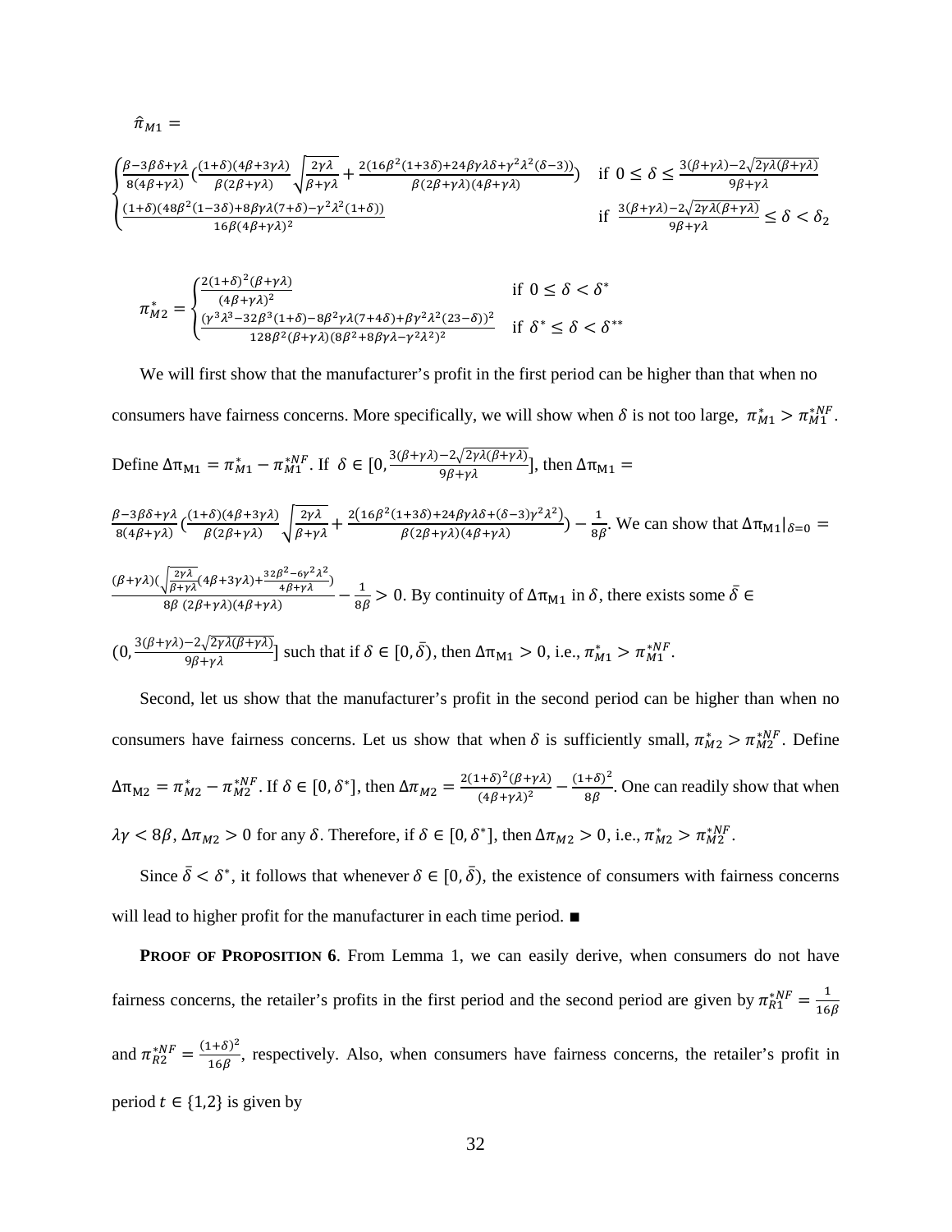$\hat{\pi}_{M1} =$

$$
\begin{cases}
\frac{\beta-3\beta\delta+\gamma\lambda}{8(4\beta+\gamma\lambda)}\left(\frac{(1+\delta)(4\beta+3\gamma\lambda)}{\beta(2\beta+\gamma\lambda)}\sqrt{\frac{2\gamma\lambda}{\beta+\gamma\lambda}}+\frac{2(16\beta^2(1+3\delta)+24\beta\gamma\lambda\delta+\gamma^2\lambda^2(\delta-3))}{\beta(2\beta+\gamma\lambda)(4\beta+\gamma\lambda)}\right) & \text{if } 0 \le \delta \le \frac{3(\beta+\gamma\lambda)-2\sqrt{2\gamma\lambda(\beta+\gamma\lambda)}}{9\beta+\gamma\lambda} \\
\frac{(1+\delta)(48\beta^2(1-3\delta)+8\beta\gamma\lambda(7+\delta)-\gamma^2\lambda^2(1+\delta))}{16\beta(4\beta+\gamma\lambda)^2} & \text{if } \frac{3(\beta+\gamma\lambda)-2\sqrt{2\gamma\lambda(\beta+\gamma\lambda)}}{9\beta+\gamma\lambda} \le \delta < \delta_2
\end{cases}
$$

$$
\pi_{M2}^{*} = \begin{cases}
\frac{2(1+\delta)^2(\beta+\gamma\lambda)}{(4\beta+\gamma\lambda)^2} & \text{if } 0 \le \delta < \delta^{*} \\
\frac{(\gamma^3\lambda^3-32\beta^3(1+\delta)-8\beta^2\gamma\lambda(7+4\delta)+\beta\gamma^2\lambda^2(23-\delta))^2}{128\beta^2(\beta+\gamma\lambda)(8\beta^2+8\beta\gamma\lambda-\gamma^2\lambda^2)^2} & \text{if } \delta^{*} \le \delta < \delta^{**}
\end{cases}
$$

We will first show that the manufacturer's profit in the first period can be higher than that when no consumers have fairness concerns. More specifically, we will show when $\delta$ is not too large, $\pi_{M1}^{*} > \pi_{M1}^{*NF}$. Define $\Delta\pi_{M1} = \pi_{M1}^{*} - \pi_{M1}^{*NF}$. If $\delta \in [0, \frac{3(\beta+\gamma\lambda)-2\sqrt{2\gamma\lambda(\beta+\gamma\lambda)}}{9\beta+\gamma\lambda}]$, then $\Delta\pi_{M1} = \frac{\beta-3\beta\delta+\gamma\lambda}{8(4\beta+\gamma\lambda)}\left(\frac{(1+\delta)(4\beta+3\gamma\lambda)}{\beta(2\beta+\gamma\lambda)}\sqrt{\frac{2\gamma\lambda}{\beta+\gamma\lambda}}+\frac{2(16\beta^2(1+3\delta)+24\beta\gamma\lambda\delta+(\delta-3)\gamma^2\lambda^2)}{\beta(2\beta+\gamma\lambda)(4\beta+\gamma\lambda)}\right)-\frac{1}{8\beta}$. We can show that $\Delta\pi_{M1}|_{\delta=0} = \frac{(\beta+\gamma\lambda)\left(\sqrt{\frac{2\gamma\lambda}{\beta+\gamma\lambda}}(4\beta+3\gamma\lambda)+\frac{32\beta^2-6\gamma^2\lambda^2}{4\beta+\gamma\lambda}\right)}{8\beta\,(2\beta+\gamma\lambda)(4\beta+\gamma\lambda)}-\frac{1}{8\beta} > 0$. By continuity of $\Delta\pi_{M1}$ in $\delta$, there exists some $\bar{\delta} \in (0, \frac{3(\beta+\gamma\lambda)-2\sqrt{2\gamma\lambda(\beta+\gamma\lambda)}}{9\beta+\gamma\lambda}]$ such that if $\delta \in [0, \bar{\delta})$, then $\Delta\pi_{M1} > 0$, i.e., $\pi_{M1}^{*} > \pi_{M1}^{*NF}$.

Second, let us show that the manufacturer's profit in the second period can be higher than when no consumers have fairness concerns. Let us show that when $\delta$ is sufficiently small, $\pi_{M2}^{*} > \pi_{M2}^{*NF}$. Define $\Delta\pi_{M2} = \pi_{M2}^{*} - \pi_{M2}^{*NF}$. If $\delta \in [0, \delta^{*}]$, then $\Delta\pi_{M2} = \frac{2(1+\delta)^2(\beta+\gamma\lambda)}{(4\beta+\gamma\lambda)^2} - \frac{(1+\delta)^2}{8\beta}$. One can readily show that when $\lambda\gamma < 8\beta$, $\Delta\pi_{M2} > 0$ for any $\delta$. Therefore, if $\delta \in [0, \delta^{*}]$, then $\Delta\pi_{M2} > 0$, i.e., $\pi_{M2}^{*} > \pi_{M2}^{*NF}$.

Since $\bar{\delta} < \delta^{*}$, it follows that whenever $\delta \in [0, \bar{\delta})$, the existence of consumers with fairness concerns will lead to higher profit for the manufacturer in each time period. ∎

**PROOF OF PROPOSITION 6**. From Lemma 1, we can easily derive, when consumers do not have fairness concerns, the retailer's profits in the first period and the second period are given by $\pi_{R1}^{*NF} = \frac{1}{16\beta}$ and $\pi_{R2}^{*NF} = \frac{(1+\delta)^2}{16\beta}$, respectively. Also, when consumers have fairness concerns, the retailer's profit in period $t \in \{1,2\}$ is given by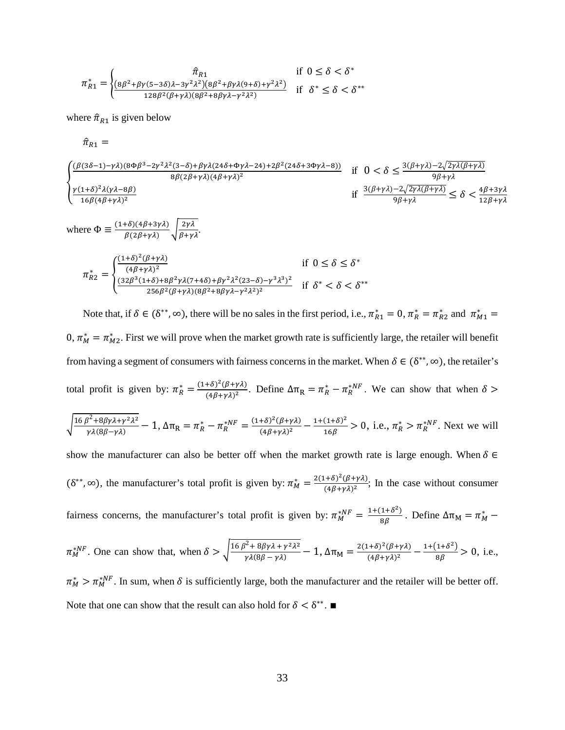$$\pi_{R1}^{*} = \begin{cases} \hat{\pi}_{R1} & \text{if } 0 \leq \delta < \delta^{*} \\ \frac{(8\beta^2+\beta\gamma(5-3\delta)\lambda-3\gamma^2\lambda^2)(8\beta^2+\beta\gamma\lambda(9+\delta)+\gamma^2\lambda^2)}{128\beta^2(\beta+\gamma\lambda)(8\beta^2+8\beta\gamma\lambda-\gamma^2\lambda^2)} & \text{if } \delta^{*} \leq \delta < \delta^{**} \end{cases}$$

where $\hat{\pi}_{R1}$ is given below

$$\hat{\pi}_{R1} =$$

$$\begin{cases} \frac{(\beta(3\delta-1)-\gamma\lambda)(8\Phi\beta^3-2\gamma^2\lambda^2(3-\delta)+\beta\gamma\lambda(24\delta+\Phi\gamma\lambda-24)+2\beta^2(24\delta+3\Phi\gamma\lambda-8))}{8\beta(2\beta+\gamma\lambda)(4\beta+\gamma\lambda)^2} & \text{if } 0 < \delta \leq \frac{3(\beta+\gamma\lambda)-2\sqrt{2\gamma\lambda(\beta+\gamma\lambda)}}{9\beta+\gamma\lambda} \\ \frac{\gamma(1+\delta)^2\lambda(\gamma\lambda-8\beta)}{16\beta(4\beta+\gamma\lambda)^2} & \text{if } \frac{3(\beta+\gamma\lambda)-2\sqrt{2\gamma\lambda(\beta+\gamma\lambda)}}{9\beta+\gamma\lambda} \leq \delta < \frac{4\beta+3\gamma\lambda}{12\beta+\gamma\lambda} \end{cases}$$

where $\Phi \equiv \frac{(1+\delta)(4\beta+3\gamma\lambda)}{\beta(2\beta+\gamma\lambda)}\sqrt{\frac{2\gamma\lambda}{\beta+\gamma\lambda}}$.

$$\pi_{R2}^{*} = \begin{cases} \frac{(1+\delta)^2(\beta+\gamma\lambda)}{(4\beta+\gamma\lambda)^2} & \text{if } 0 \leq \delta \leq \delta^{*} \\ \frac{(32\beta^3(1+\delta)+8\beta^2\gamma\lambda(7+4\delta)+\beta\gamma^2\lambda^2(23-\delta)-\gamma^3\lambda^3)^2}{256\beta^2(\beta+\gamma\lambda)(8\beta^2+8\beta\gamma\lambda-\gamma^2\lambda^2)^2} & \text{if } \delta^{*} < \delta < \delta^{**} \end{cases}$$

Note that, if $\delta \in (\delta^{**}, \infty)$, there will be no sales in the first period, i.e., $\pi_{R1}^{*} = 0, \pi_{R}^{*} = \pi_{R2}^{*}$ and $\pi_{M1}^{*} = 0, \pi_{M}^{*} = \pi_{M2}^{*}$. First we will prove when the market growth rate is sufficiently large, the retailer will benefit from having a segment of consumers with fairness concerns in the market. When $\delta \in (\delta^{**}, \infty)$, the retailer's total profit is given by: $\pi_{R}^{*} = \frac{(1+\delta)^2(\beta+\gamma\lambda)}{(4\beta+\gamma\lambda)^2}$. Define $\Delta\pi_{R} = \pi_{R}^{*} - \pi_{R}^{*NF}$. We can show that when $\delta > \sqrt{\frac{16\,\beta^2+8\beta\gamma\lambda+\gamma^2\lambda^2}{\gamma\lambda(8\beta-\gamma\lambda)}} - 1$, $\Delta\pi_{R} = \pi_{R}^{*} - \pi_{R}^{*NF} = \frac{(1+\delta)^2(\beta+\gamma\lambda)}{(4\beta+\gamma\lambda)^2} - \frac{1+(1+\delta)^2}{16\beta} > 0$, i.e., $\pi_{R}^{*} > \pi_{R}^{*NF}$. Next we will show the manufacturer can also be better off when the market growth rate is large enough. When $\delta \in (\delta^{**}, \infty)$, the manufacturer's total profit is given by: $\pi_{M}^{*} = \frac{2(1+\delta)^2(\beta+\gamma\lambda)}{(4\beta+\gamma\lambda)^2}$; In the case without consumer fairness concerns, the manufacturer's total profit is given by: $\pi_{M}^{*NF} = \frac{1+(1+\delta^2)}{8\beta}$. Define $\Delta\pi_{M} = \pi_{M}^{*} - \pi_{M}^{*NF}$. One can show that, when $\delta > \sqrt{\frac{16\,\beta^2+8\beta\gamma\lambda+\gamma^2\lambda^2}{\gamma\lambda(8\beta-\gamma\lambda)}} - 1$, $\Delta\pi_{M} = \frac{2(1+\delta)^2(\beta+\gamma\lambda)}{(4\beta+\gamma\lambda)^2} - \frac{1+(1+\delta^2)}{8\beta} > 0$, i.e., $\pi_{M}^{*} > \pi_{M}^{*NF}$. In sum, when $\delta$ is sufficiently large, both the manufacturer and the retailer will be better off. Note that one can show that the result can also hold for $\delta < \delta^{**}$. ∎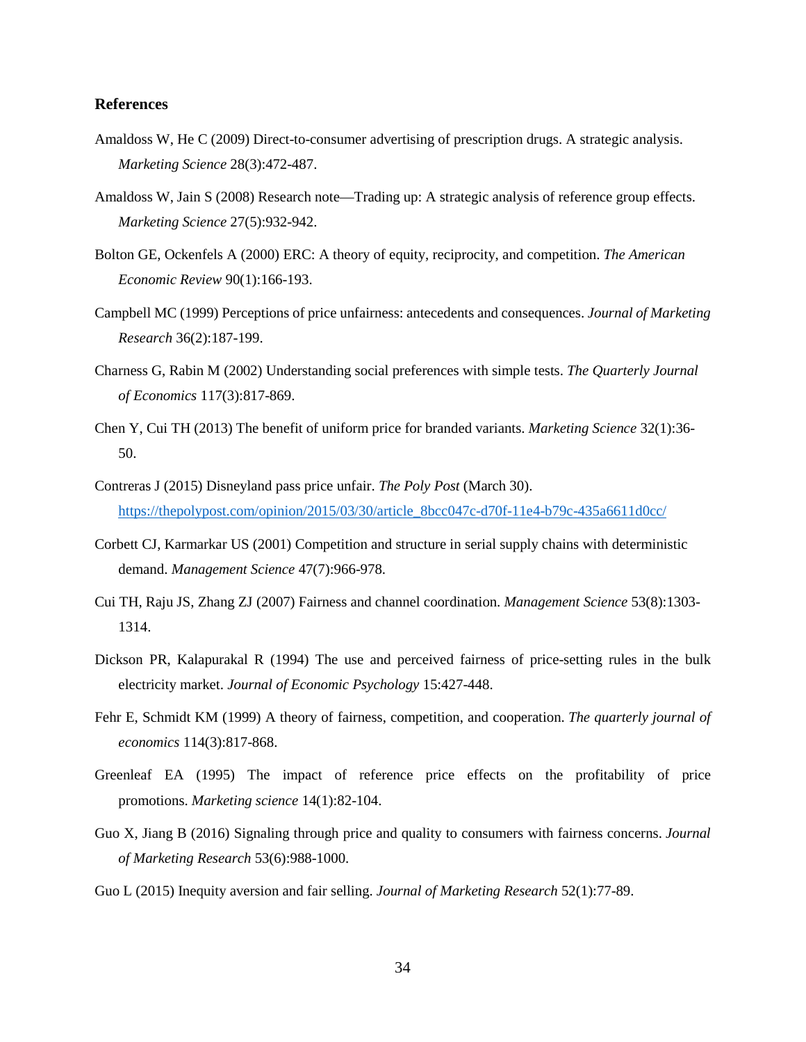## References

Amaldoss W, He C (2009) Direct-to-consumer advertising of prescription drugs. A strategic analysis. *Marketing Science* 28(3):472-487.

Amaldoss W, Jain S (2008) Research note—Trading up: A strategic analysis of reference group effects. *Marketing Science* 27(5):932-942.

Bolton GE, Ockenfels A (2000) ERC: A theory of equity, reciprocity, and competition. *The American Economic Review* 90(1):166-193.

Campbell MC (1999) Perceptions of price unfairness: antecedents and consequences. *Journal of Marketing Research* 36(2):187-199.

Charness G, Rabin M (2002) Understanding social preferences with simple tests. *The Quarterly Journal of Economics* 117(3):817-869.

Chen Y, Cui TH (2013) The benefit of uniform price for branded variants. *Marketing Science* 32(1):36-50.

Contreras J (2015) Disneyland pass price unfair. *The Poly Post* (March 30). https://thepolypost.com/opinion/2015/03/30/article_8bcc047c-d70f-11e4-b79c-435a6611d0cc/

Corbett CJ, Karmarkar US (2001) Competition and structure in serial supply chains with deterministic demand. *Management Science* 47(7):966-978.

Cui TH, Raju JS, Zhang ZJ (2007) Fairness and channel coordination. *Management Science* 53(8):1303-1314.

Dickson PR, Kalapurakal R (1994) The use and perceived fairness of price-setting rules in the bulk electricity market. *Journal of Economic Psychology* 15:427-448.

Fehr E, Schmidt KM (1999) A theory of fairness, competition, and cooperation. *The quarterly journal of economics* 114(3):817-868.

Greenleaf EA (1995) The impact of reference price effects on the profitability of price promotions. *Marketing science* 14(1):82-104.

Guo X, Jiang B (2016) Signaling through price and quality to consumers with fairness concerns. *Journal of Marketing Research* 53(6):988-1000.

Guo L (2015) Inequity aversion and fair selling. *Journal of Marketing Research* 52(1):77-89.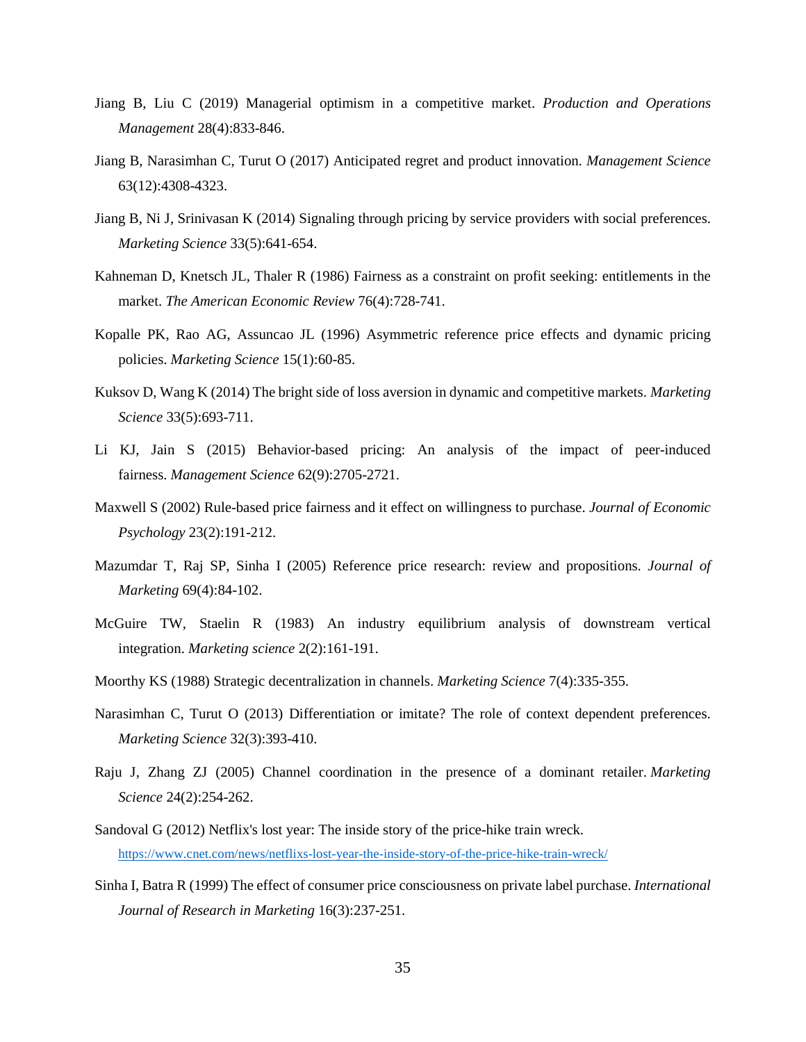Jiang B, Liu C (2019) Managerial optimism in a competitive market. *Production and Operations Management* 28(4):833-846.

Jiang B, Narasimhan C, Turut O (2017) Anticipated regret and product innovation. *Management Science* 63(12):4308-4323.

Jiang B, Ni J, Srinivasan K (2014) Signaling through pricing by service providers with social preferences. *Marketing Science* 33(5):641-654.

Kahneman D, Knetsch JL, Thaler R (1986) Fairness as a constraint on profit seeking: entitlements in the market. *The American Economic Review* 76(4):728-741.

Kopalle PK, Rao AG, Assuncao JL (1996) Asymmetric reference price effects and dynamic pricing policies. *Marketing Science* 15(1):60-85.

Kuksov D, Wang K (2014) The bright side of loss aversion in dynamic and competitive markets. *Marketing Science* 33(5):693-711.

Li KJ, Jain S (2015) Behavior-based pricing: An analysis of the impact of peer-induced fairness. *Management Science* 62(9):2705-2721.

Maxwell S (2002) Rule-based price fairness and it effect on willingness to purchase. *Journal of Economic Psychology* 23(2):191-212.

Mazumdar T, Raj SP, Sinha I (2005) Reference price research: review and propositions. *Journal of Marketing* 69(4):84-102.

McGuire TW, Staelin R (1983) An industry equilibrium analysis of downstream vertical integration. *Marketing science* 2(2):161-191.

Moorthy KS (1988) Strategic decentralization in channels. *Marketing Science* 7(4):335-355.

Narasimhan C, Turut O (2013) Differentiation or imitate? The role of context dependent preferences. *Marketing Science* 32(3):393-410.

Raju J, Zhang ZJ (2005) Channel coordination in the presence of a dominant retailer. *Marketing Science* 24(2):254-262.

Sandoval G (2012) Netflix's lost year: The inside story of the price-hike train wreck. https://www.cnet.com/news/netflixs-lost-year-the-inside-story-of-the-price-hike-train-wreck/

Sinha I, Batra R (1999) The effect of consumer price consciousness on private label purchase. *International Journal of Research in Marketing* 16(3):237-251.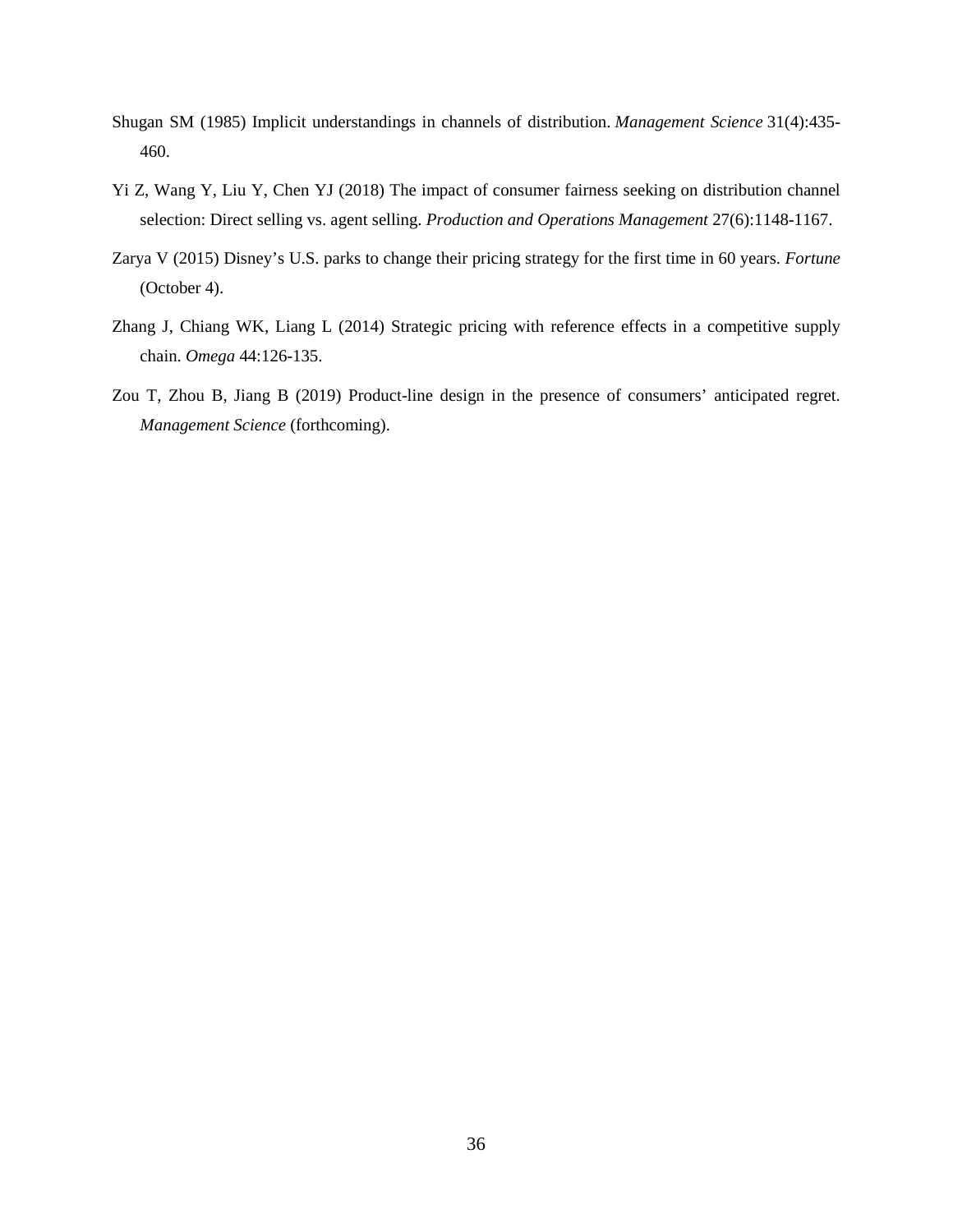Shugan SM (1985) Implicit understandings in channels of distribution. *Management Science* 31(4):435-460.

Yi Z, Wang Y, Liu Y, Chen YJ (2018) The impact of consumer fairness seeking on distribution channel selection: Direct selling vs. agent selling. *Production and Operations Management* 27(6):1148-1167.

Zarya V (2015) Disney's U.S. parks to change their pricing strategy for the first time in 60 years. *Fortune* (October 4).

Zhang J, Chiang WK, Liang L (2014) Strategic pricing with reference effects in a competitive supply chain. *Omega* 44:126-135.

Zou T, Zhou B, Jiang B (2019) Product-line design in the presence of consumers' anticipated regret. *Management Science* (forthcoming).